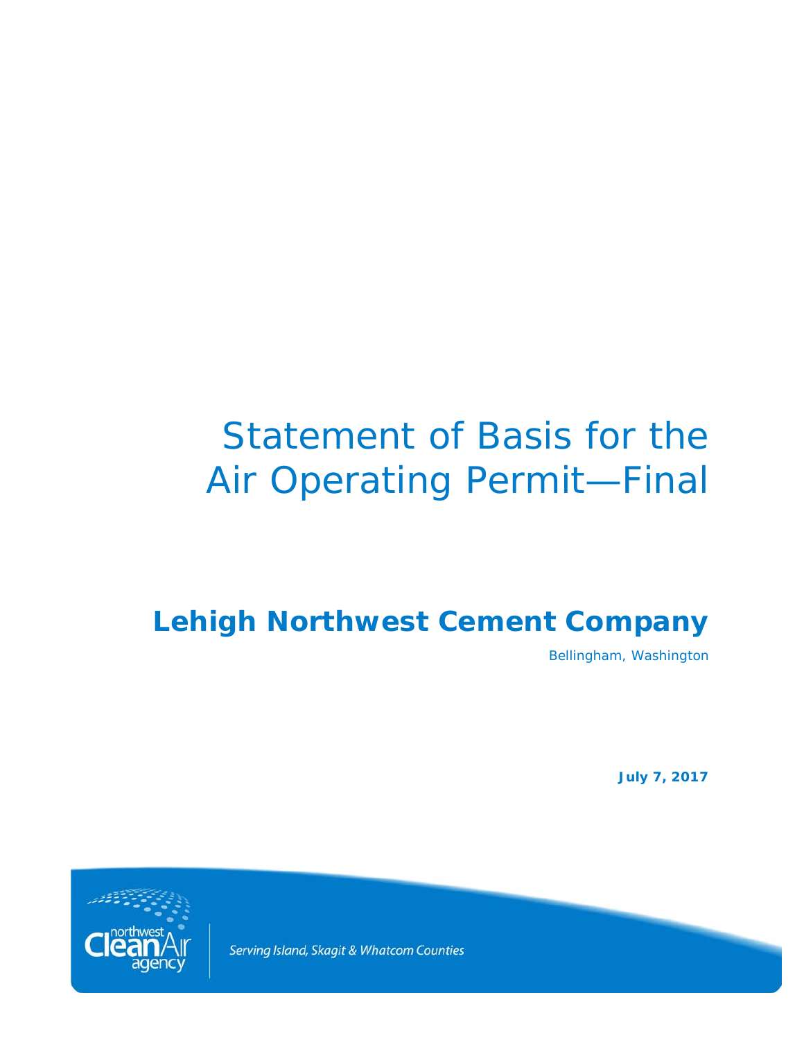# Statement of Basis for the Air Operating Permit—Final

## Lehigh Northwest Cement Company

Bellingham, Washington

**July 7, 2017**

northwest Clean Air agency

*Serving Island, Skagit & Whatcom Counties*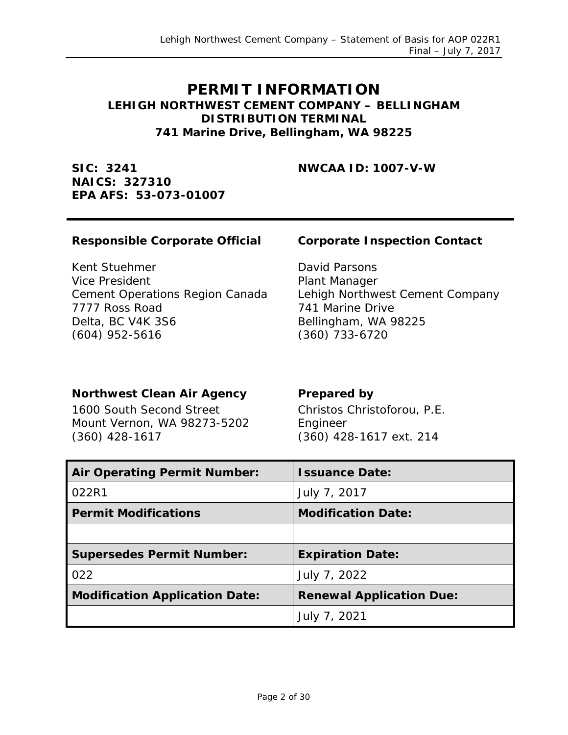# PERMIT INFORMATION

## LEHIGH NORTHWEST CEMENT COMPANY – BELLINGHAM DISTRIBUTION TERMINAL

### 741 Marine Drive, Bellingham, WA 98225

**SIC: 3241**
**NAICS: 327310**
**EPA AFS: 53-073-01007**

**NWCAA ID: 1007-V-W**

---

**Responsible Corporate Official**

Kent Stuehmer
Vice President
Cement Operations Region Canada
7777 Ross Road
Delta, BC V4K 3S6
(604) 952-5616

**Corporate Inspection Contact**

David Parsons
Plant Manager
Lehigh Northwest Cement Company
741 Marine Drive
Bellingham, WA 98225
(360) 733-6720

**Northwest Clean Air Agency**

1600 South Second Street
Mount Vernon, WA 98273-5202
(360) 428-1617

**Prepared by**

Christos Christoforou, P.E.
Engineer
(360) 428-1617 ext. 214

| Air Operating Permit Number: | Issuance Date: |
|---|---|
| 022R1 | July 7, 2017 |
| **Permit Modifications** | **Modification Date:** |
| | |
| **Supersedes Permit Number:** | **Expiration Date:** |
| 022 | July 7, 2022 |
| **Modification Application Date:** | **Renewal Application Due:** |
| | July 7, 2021 |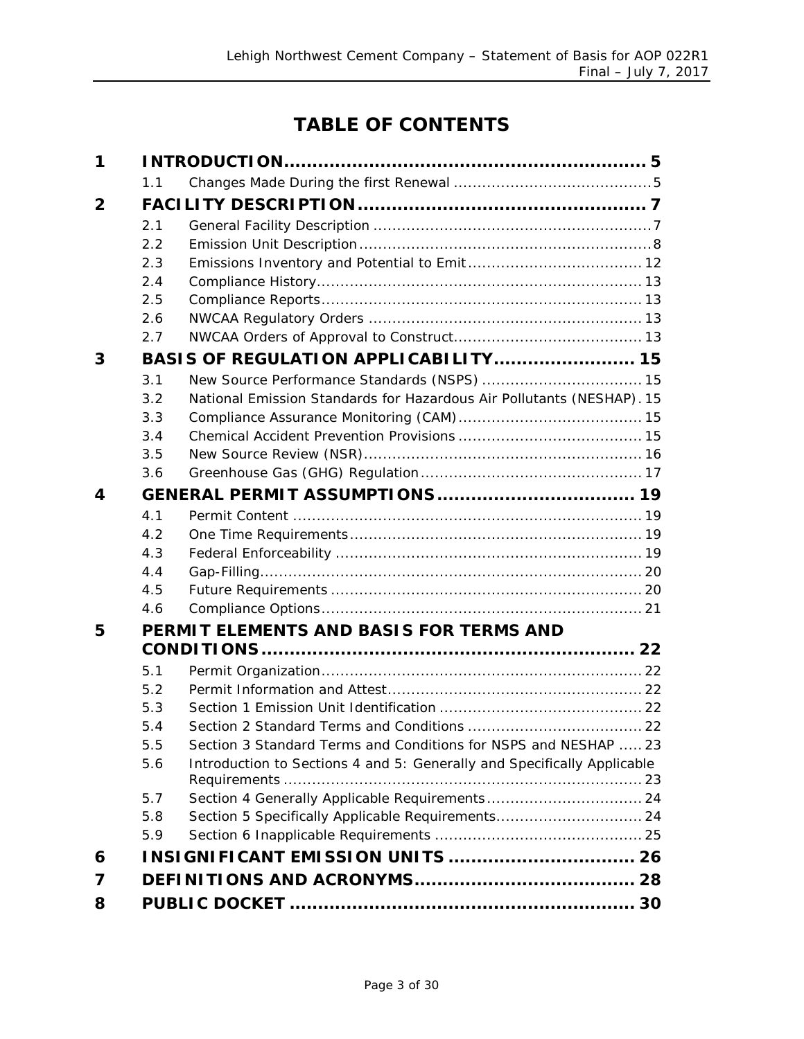# TABLE OF CONTENTS

| | | | |
|---|---|---|---|
| **1** | **INTRODUCTION** | | **5** |
| | 1.1 | Changes Made During the first Renewal | 5 |
| **2** | **FACILITY DESCRIPTION** | | **7** |
| | 2.1 | General Facility Description | 7 |
| | 2.2 | Emission Unit Description | 8 |
| | 2.3 | Emissions Inventory and Potential to Emit | 12 |
| | 2.4 | Compliance History | 13 |
| | 2.5 | Compliance Reports | 13 |
| | 2.6 | NWCAA Regulatory Orders | 13 |
| | 2.7 | NWCAA Orders of Approval to Construct | 13 |
| **3** | **BASIS OF REGULATION APPLICABILITY** | | **15** |
| | 3.1 | New Source Performance Standards (NSPS) | 15 |
| | 3.2 | National Emission Standards for Hazardous Air Pollutants (NESHAP) | 15 |
| | 3.3 | Compliance Assurance Monitoring (CAM) | 15 |
| | 3.4 | Chemical Accident Prevention Provisions | 15 |
| | 3.5 | New Source Review (NSR) | 16 |
| | 3.6 | Greenhouse Gas (GHG) Regulation | 17 |
| **4** | **GENERAL PERMIT ASSUMPTIONS** | | **19** |
| | 4.1 | Permit Content | 19 |
| | 4.2 | One Time Requirements | 19 |
| | 4.3 | Federal Enforceability | 19 |
| | 4.4 | Gap-Filling | 20 |
| | 4.5 | Future Requirements | 20 |
| | 4.6 | Compliance Options | 21 |
| **5** | **PERMIT ELEMENTS AND BASIS FOR TERMS AND CONDITIONS** | | **22** |
| | 5.1 | Permit Organization | 22 |
| | 5.2 | Permit Information and Attest | 22 |
| | 5.3 | Section 1 Emission Unit Identification | 22 |
| | 5.4 | Section 2 Standard Terms and Conditions | 22 |
| | 5.5 | Section 3 Standard Terms and Conditions for NSPS and NESHAP | 23 |
| | 5.6 | Introduction to Sections 4 and 5: Generally and Specifically Applicable Requirements | 23 |
| | 5.7 | Section 4 Generally Applicable Requirements | 24 |
| | 5.8 | Section 5 Specifically Applicable Requirements | 24 |
| | 5.9 | Section 6 Inapplicable Requirements | 25 |
| **6** | **INSIGNIFICANT EMISSION UNITS** | | **26** |
| **7** | **DEFINITIONS AND ACRONYMS** | | **28** |
| **8** | **PUBLIC DOCKET** | | **30** |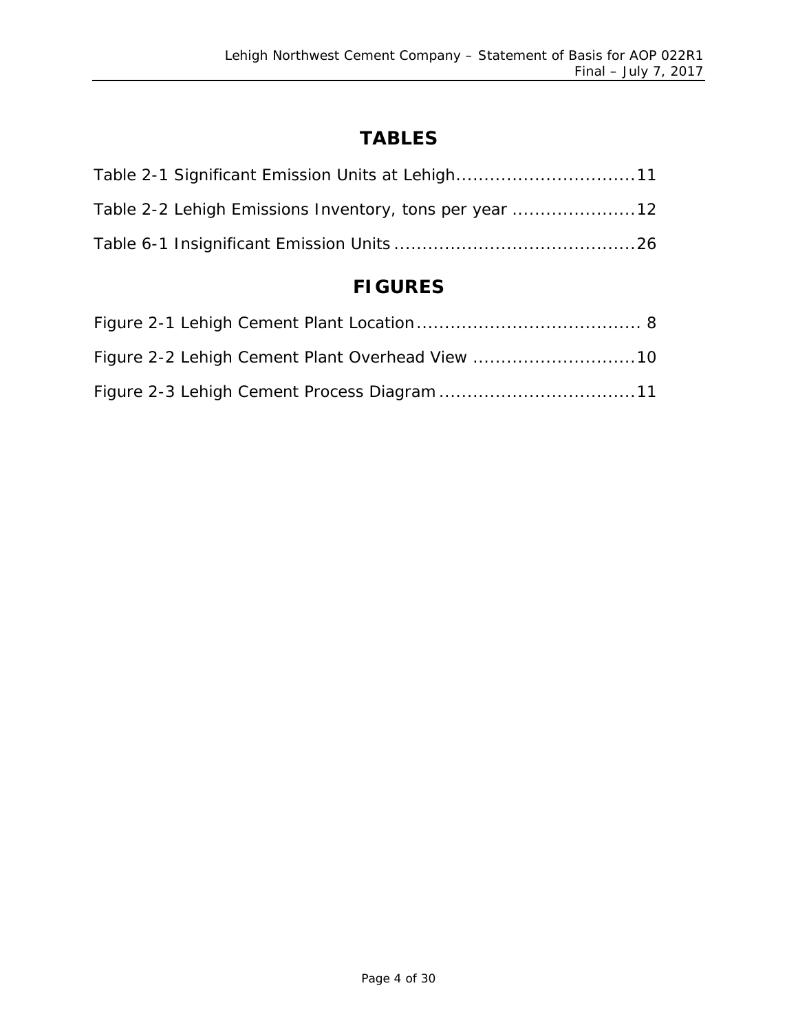# TABLES

Table 2-1 Significant Emission Units at Lehigh................................11

Table 2-2 Lehigh Emissions Inventory, tons per year ......................12

Table 6-1 Insignificant Emission Units ...........................................26

# FIGURES

Figure 2-1 Lehigh Cement Plant Location........................................ 8

Figure 2-2 Lehigh Cement Plant Overhead View .............................10

Figure 2-3 Lehigh Cement Process Diagram...................................11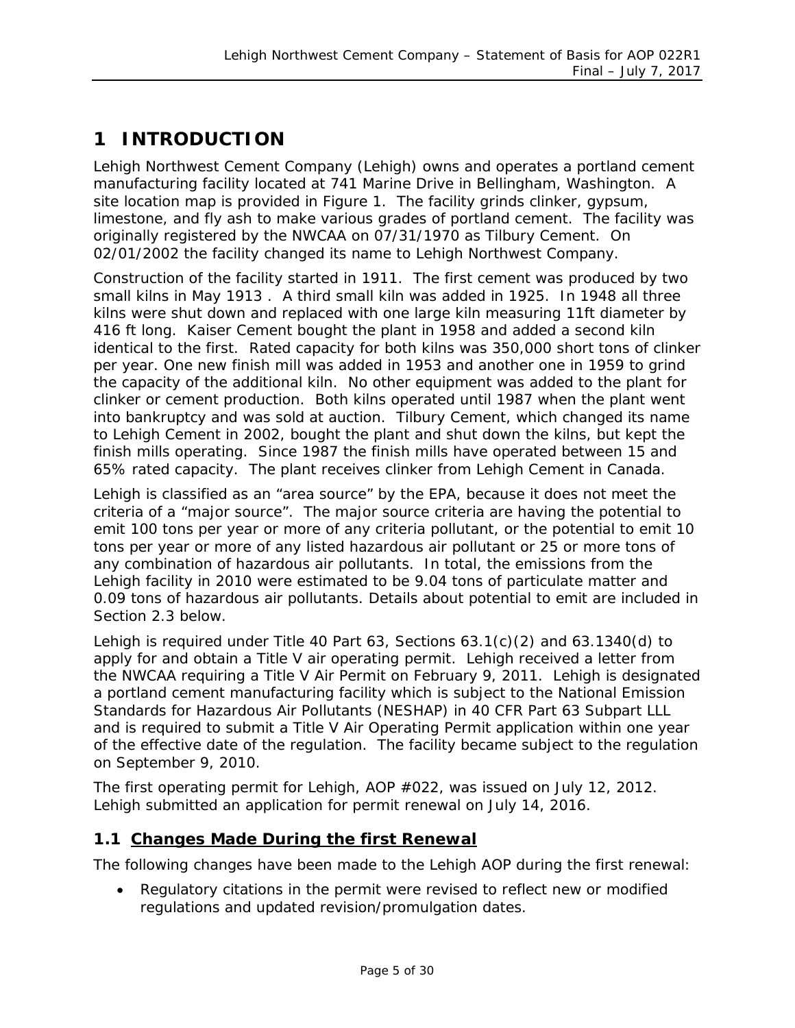# 1 INTRODUCTION

Lehigh Northwest Cement Company (Lehigh) owns and operates a portland cement manufacturing facility located at 741 Marine Drive in Bellingham, Washington. A site location map is provided in Figure 1. The facility grinds clinker, gypsum, limestone, and fly ash to make various grades of portland cement. The facility was originally registered by the NWCAA on 07/31/1970 as Tilbury Cement. On 02/01/2002 the facility changed its name to Lehigh Northwest Company.

Construction of the facility started in 1911. The first cement was produced by two small kilns in May 1913 . A third small kiln was added in 1925. In 1948 all three kilns were shut down and replaced with one large kiln measuring 11ft diameter by 416 ft long. Kaiser Cement bought the plant in 1958 and added a second kiln identical to the first. Rated capacity for both kilns was 350,000 short tons of clinker per year. One new finish mill was added in 1953 and another one in 1959 to grind the capacity of the additional kiln. No other equipment was added to the plant for clinker or cement production. Both kilns operated until 1987 when the plant went into bankruptcy and was sold at auction. Tilbury Cement, which changed its name to Lehigh Cement in 2002, bought the plant and shut down the kilns, but kept the finish mills operating. Since 1987 the finish mills have operated between 15 and 65% rated capacity. The plant receives clinker from Lehigh Cement in Canada.

Lehigh is classified as an "area source" by the EPA, because it does not meet the criteria of a "major source". The major source criteria are having the potential to emit 100 tons per year or more of any criteria pollutant, or the potential to emit 10 tons per year or more of any listed hazardous air pollutant or 25 or more tons of any combination of hazardous air pollutants. In total, the emissions from the Lehigh facility in 2010 were estimated to be 9.04 tons of particulate matter and 0.09 tons of hazardous air pollutants. Details about potential to emit are included in Section 2.3 below.

Lehigh is required under Title 40 Part 63, Sections 63.1(c)(2) and 63.1340(d) to apply for and obtain a Title V air operating permit. Lehigh received a letter from the NWCAA requiring a Title V Air Permit on February 9, 2011. Lehigh is designated a portland cement manufacturing facility which is subject to the National Emission Standards for Hazardous Air Pollutants (NESHAP) in 40 CFR Part 63 Subpart LLL and is required to submit a Title V Air Operating Permit application within one year of the effective date of the regulation. The facility became subject to the regulation on September 9, 2010.

The first operating permit for Lehigh, AOP #022, was issued on July 12, 2012. Lehigh submitted an application for permit renewal on July 14, 2016.

## 1.1 Changes Made During the first Renewal

The following changes have been made to the Lehigh AOP during the first renewal:

- Regulatory citations in the permit were revised to reflect new or modified regulations and updated revision/promulgation dates.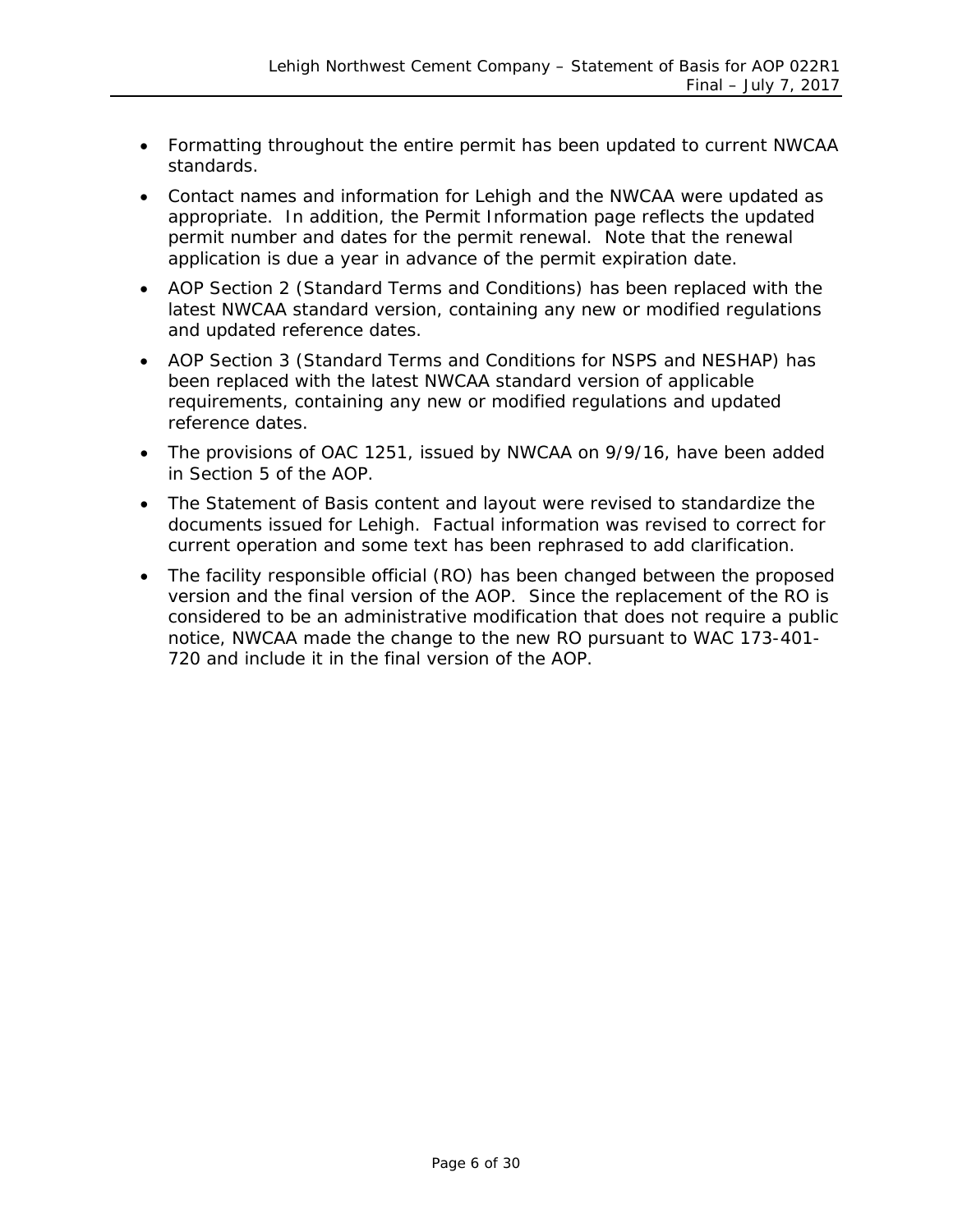- Formatting throughout the entire permit has been updated to current NWCAA standards.
- Contact names and information for Lehigh and the NWCAA were updated as appropriate. In addition, the Permit Information page reflects the updated permit number and dates for the permit renewal. Note that the renewal application is due a year in advance of the permit expiration date.
- AOP Section 2 (Standard Terms and Conditions) has been replaced with the latest NWCAA standard version, containing any new or modified regulations and updated reference dates.
- AOP Section 3 (Standard Terms and Conditions for NSPS and NESHAP) has been replaced with the latest NWCAA standard version of applicable requirements, containing any new or modified regulations and updated reference dates.
- The provisions of OAC 1251, issued by NWCAA on 9/9/16, have been added in Section 5 of the AOP.
- The Statement of Basis content and layout were revised to standardize the documents issued for Lehigh. Factual information was revised to correct for current operation and some text has been rephrased to add clarification.
- The facility responsible official (RO) has been changed between the proposed version and the final version of the AOP. Since the replacement of the RO is considered to be an administrative modification that does not require a public notice, NWCAA made the change to the new RO pursuant to WAC 173-401-720 and include it in the final version of the AOP.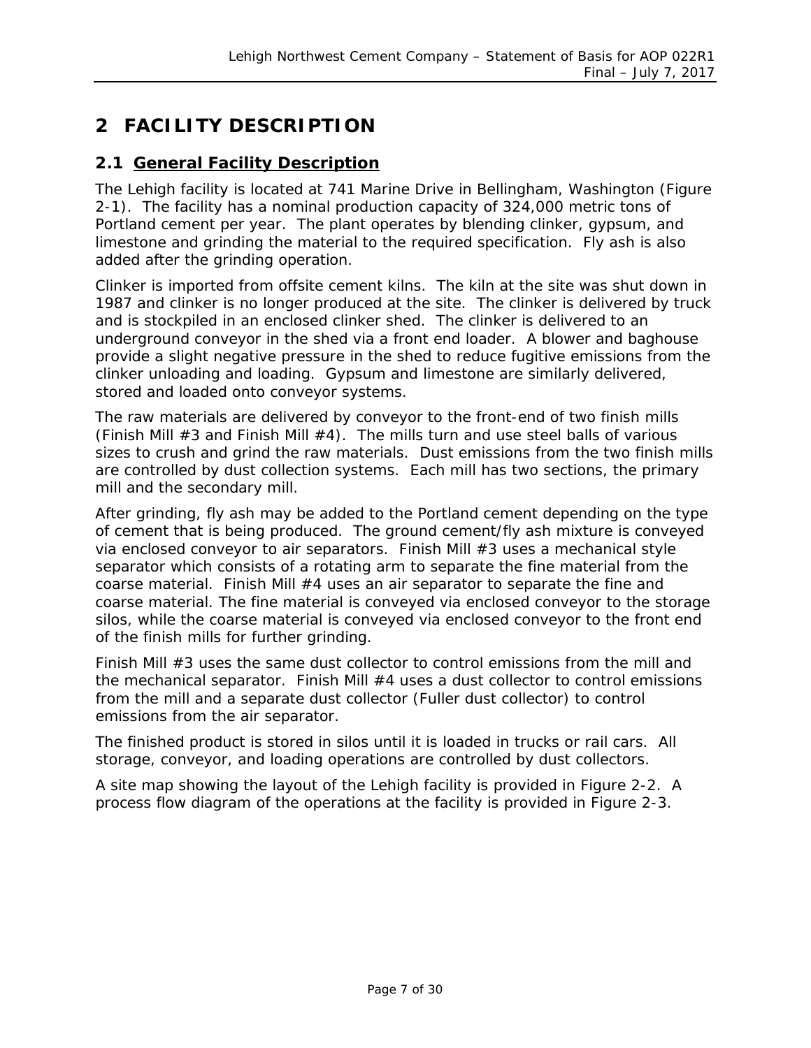# 2 FACILITY DESCRIPTION

## 2.1 General Facility Description

The Lehigh facility is located at 741 Marine Drive in Bellingham, Washington (Figure 2-1). The facility has a nominal production capacity of 324,000 metric tons of Portland cement per year. The plant operates by blending clinker, gypsum, and limestone and grinding the material to the required specification. Fly ash is also added after the grinding operation.

Clinker is imported from offsite cement kilns. The kiln at the site was shut down in 1987 and clinker is no longer produced at the site. The clinker is delivered by truck and is stockpiled in an enclosed clinker shed. The clinker is delivered to an underground conveyor in the shed via a front end loader. A blower and baghouse provide a slight negative pressure in the shed to reduce fugitive emissions from the clinker unloading and loading. Gypsum and limestone are similarly delivered, stored and loaded onto conveyor systems.

The raw materials are delivered by conveyor to the front-end of two finish mills (Finish Mill #3 and Finish Mill #4). The mills turn and use steel balls of various sizes to crush and grind the raw materials. Dust emissions from the two finish mills are controlled by dust collection systems. Each mill has two sections, the primary mill and the secondary mill.

After grinding, fly ash may be added to the Portland cement depending on the type of cement that is being produced. The ground cement/fly ash mixture is conveyed via enclosed conveyor to air separators. Finish Mill #3 uses a mechanical style separator which consists of a rotating arm to separate the fine material from the coarse material. Finish Mill #4 uses an air separator to separate the fine and coarse material. The fine material is conveyed via enclosed conveyor to the storage silos, while the coarse material is conveyed via enclosed conveyor to the front end of the finish mills for further grinding.

Finish Mill #3 uses the same dust collector to control emissions from the mill and the mechanical separator. Finish Mill #4 uses a dust collector to control emissions from the mill and a separate dust collector (Fuller dust collector) to control emissions from the air separator.

The finished product is stored in silos until it is loaded in trucks or rail cars. All storage, conveyor, and loading operations are controlled by dust collectors.

A site map showing the layout of the Lehigh facility is provided in Figure 2-2. A process flow diagram of the operations at the facility is provided in Figure 2-3.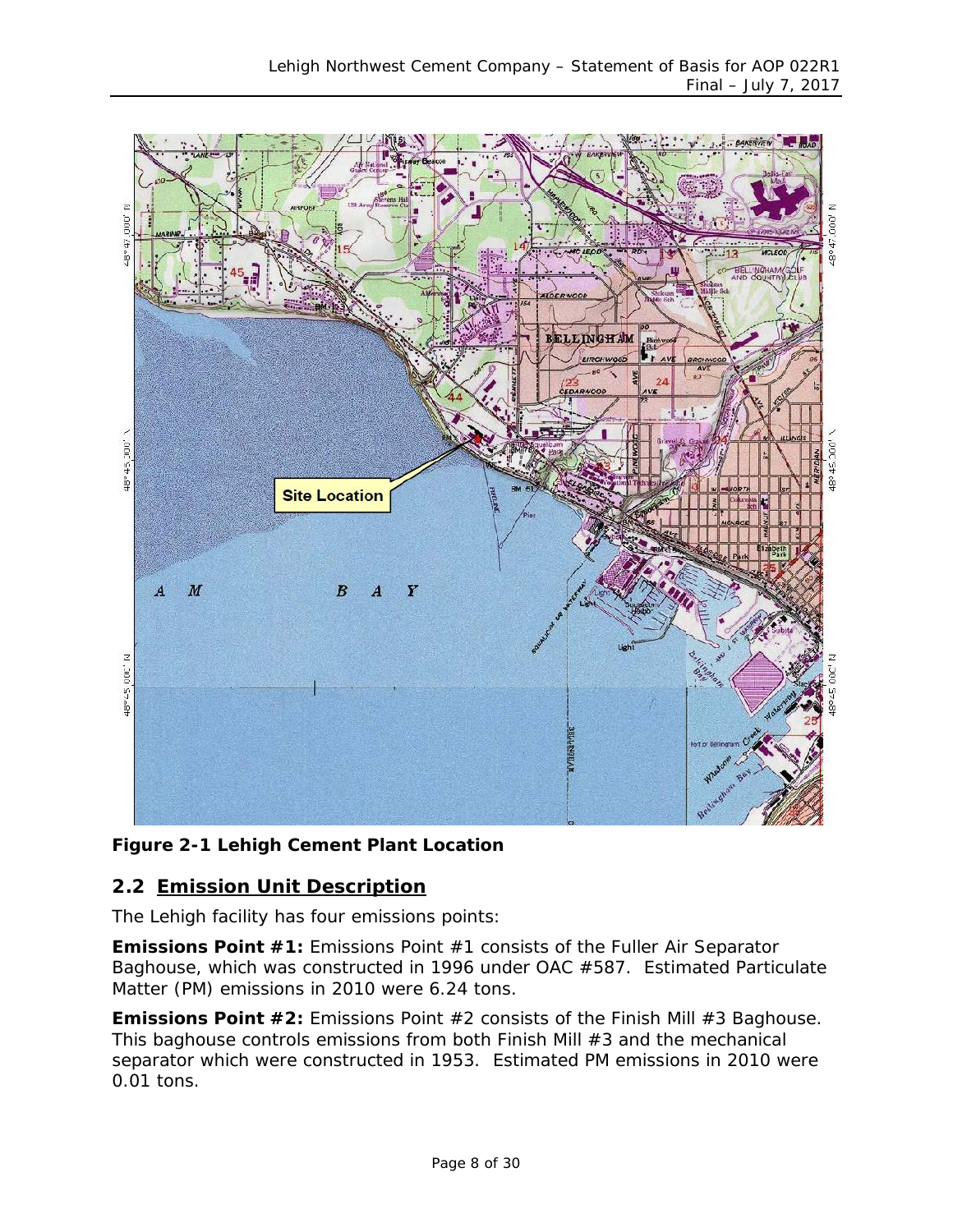**Figure 2-1 Lehigh Cement Plant Location**

## 2.2 Emission Unit Description

The Lehigh facility has four emissions points:

**Emissions Point #1:** Emissions Point #1 consists of the Fuller Air Separator Baghouse, which was constructed in 1996 under OAC #587. Estimated Particulate Matter (PM) emissions in 2010 were 6.24 tons.

**Emissions Point #2:** Emissions Point #2 consists of the Finish Mill #3 Baghouse. This baghouse controls emissions from both Finish Mill #3 and the mechanical separator which were constructed in 1953. Estimated PM emissions in 2010 were 0.01 tons.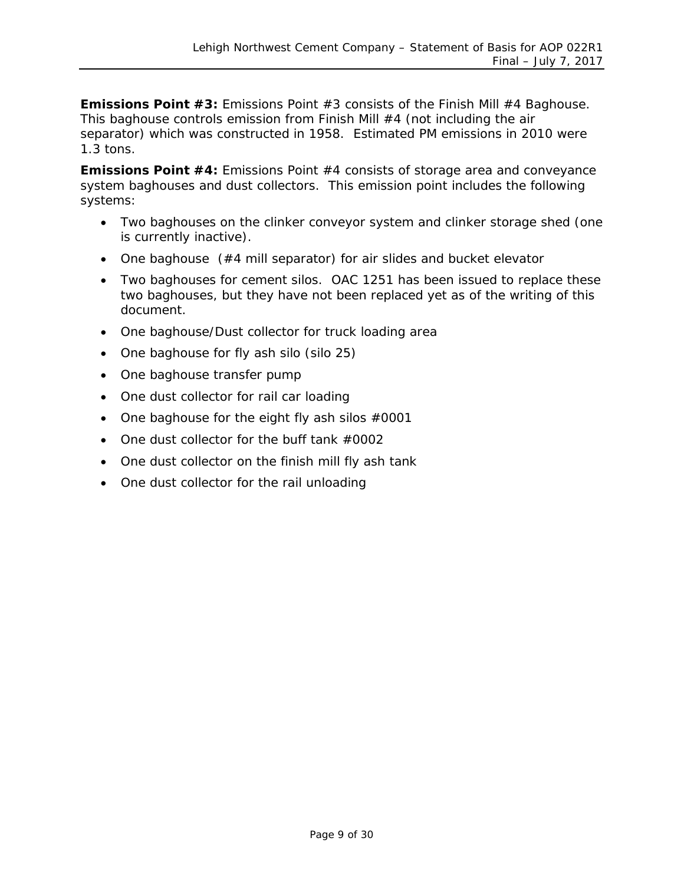**Emissions Point #3:** Emissions Point #3 consists of the Finish Mill #4 Baghouse. This baghouse controls emission from Finish Mill #4 (not including the air separator) which was constructed in 1958. Estimated PM emissions in 2010 were 1.3 tons.

**Emissions Point #4:** Emissions Point #4 consists of storage area and conveyance system baghouses and dust collectors. This emission point includes the following systems:

- Two baghouses on the clinker conveyor system and clinker storage shed (one is currently inactive).
- One baghouse (#4 mill separator) for air slides and bucket elevator
- Two baghouses for cement silos. OAC 1251 has been issued to replace these two baghouses, but they have not been replaced yet as of the writing of this document.
- One baghouse/Dust collector for truck loading area
- One baghouse for fly ash silo (silo 25)
- One baghouse transfer pump
- One dust collector for rail car loading
- One baghouse for the eight fly ash silos #0001
- One dust collector for the buff tank #0002
- One dust collector on the finish mill fly ash tank
- One dust collector for the rail unloading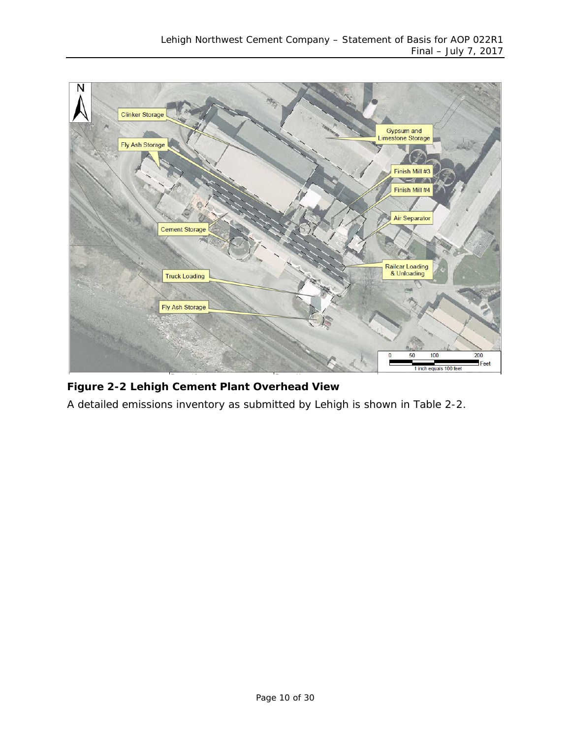**Figure 2-2 Lehigh Cement Plant Overhead View**

A detailed emissions inventory as submitted by Lehigh is shown in Table 2-2.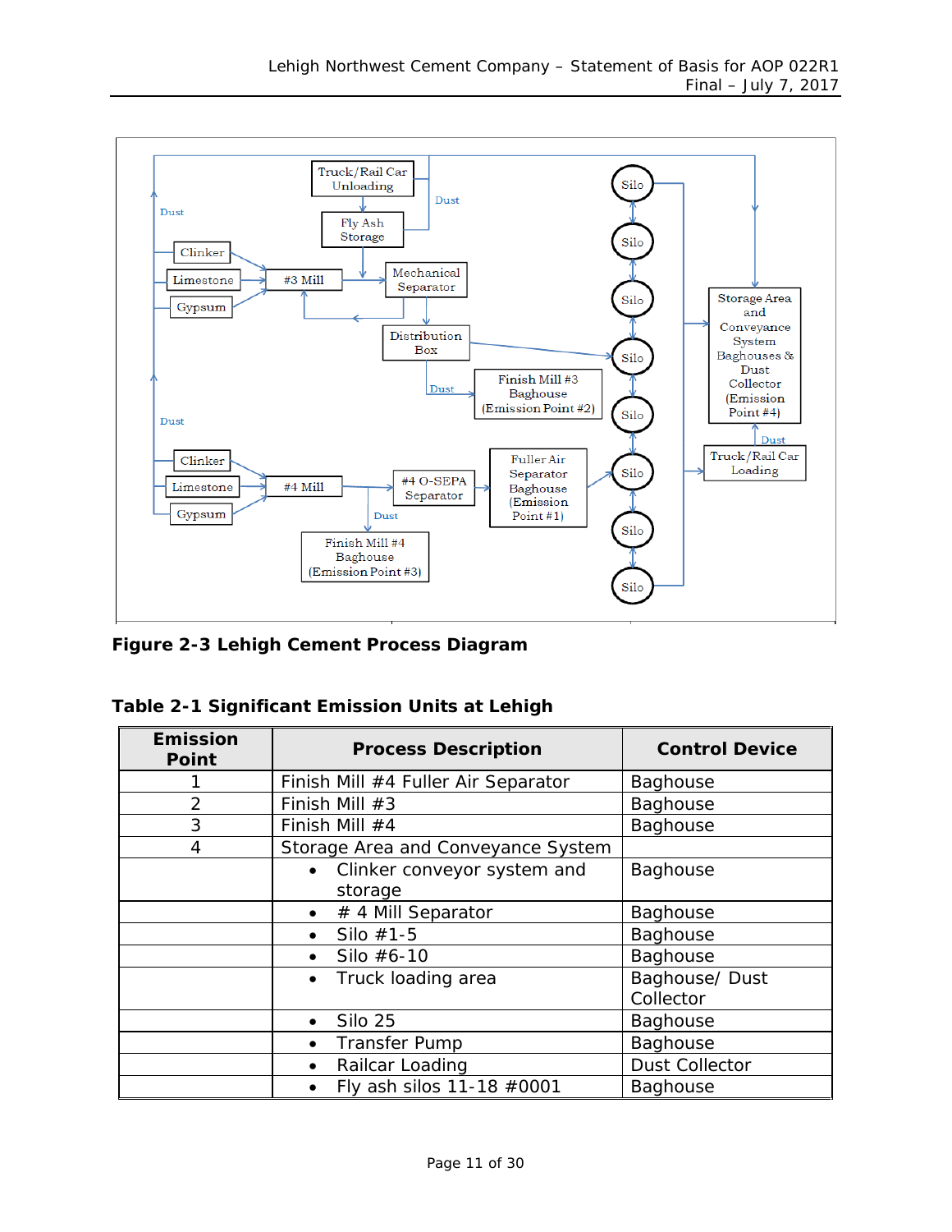Figure 2-3 Lehigh Cement Process Diagram

**Table 2-1 Significant Emission Units at Lehigh**

| Emission Point | Process Description | Control Device |
|---|---|---|
| 1 | Finish Mill #4 Fuller Air Separator | Baghouse |
| 2 | Finish Mill #3 | Baghouse |
| 3 | Finish Mill #4 | Baghouse |
| 4 | Storage Area and Conveyance System | |
| | • Clinker conveyor system and storage | Baghouse |
| | • # 4 Mill Separator | Baghouse |
| | • Silo #1-5 | Baghouse |
| | • Silo #6-10 | Baghouse |
| | • Truck loading area | Baghouse/ Dust Collector |
| | • Silo 25 | Baghouse |
| | • Transfer Pump | Baghouse |
| | • Railcar Loading | Dust Collector |
| | • Fly ash silos 11-18 #0001 | Baghouse |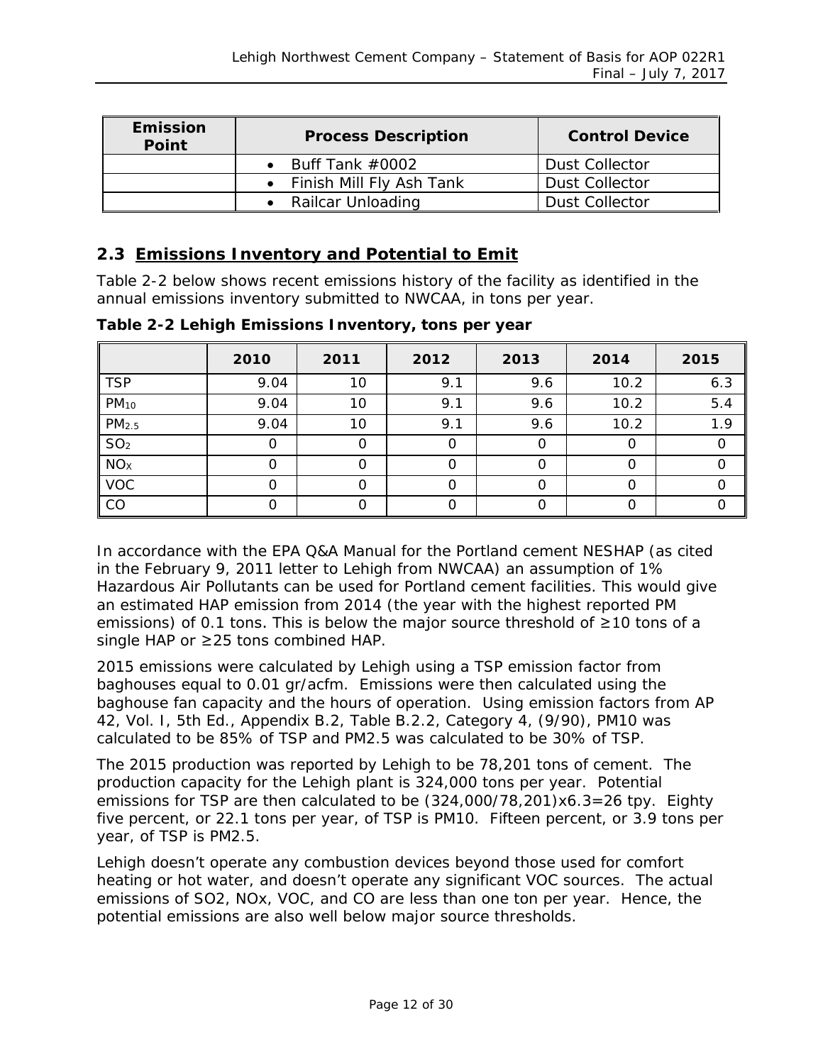| Emission Point | Process Description | Control Device |
|---|---|---|
| | • Buff Tank #0002 | Dust Collector |
| | • Finish Mill Fly Ash Tank | Dust Collector |
| | • Railcar Unloading | Dust Collector |

## 2.3 Emissions Inventory and Potential to Emit

Table 2-2 below shows recent emissions history of the facility as identified in the annual emissions inventory submitted to NWCAA, in tons per year.

**Table 2-2 Lehigh Emissions Inventory, tons per year**

| | 2010 | 2011 | 2012 | 2013 | 2014 | 2015 |
|---|---|---|---|---|---|---|
| TSP | 9.04 | 10 | 9.1 | 9.6 | 10.2 | 6.3 |
| $PM_{10}$ | 9.04 | 10 | 9.1 | 9.6 | 10.2 | 5.4 |
| $PM_{2.5}$ | 9.04 | 10 | 9.1 | 9.6 | 10.2 | 1.9 |
| $SO_2$ | 0 | 0 | 0 | 0 | 0 | 0 |
| $NO_X$ | 0 | 0 | 0 | 0 | 0 | 0 |
| VOC | 0 | 0 | 0 | 0 | 0 | 0 |
| CO | 0 | 0 | 0 | 0 | 0 | 0 |

In accordance with the EPA Q&A Manual for the Portland cement NESHAP (as cited in the February 9, 2011 letter to Lehigh from NWCAA) an assumption of 1% Hazardous Air Pollutants can be used for Portland cement facilities. This would give an estimated HAP emission from 2014 (the year with the highest reported PM emissions) of 0.1 tons. This is below the major source threshold of ≥10 tons of a single HAP or ≥25 tons combined HAP.

2015 emissions were calculated by Lehigh using a TSP emission factor from baghouses equal to 0.01 gr/acfm. Emissions were then calculated using the baghouse fan capacity and the hours of operation. Using emission factors from AP 42, Vol. I, 5th Ed., Appendix B.2, Table B.2.2, Category 4, (9/90), PM10 was calculated to be 85% of TSP and PM2.5 was calculated to be 30% of TSP.

The 2015 production was reported by Lehigh to be 78,201 tons of cement. The production capacity for the Lehigh plant is 324,000 tons per year. Potential emissions for TSP are then calculated to be (324,000/78,201)x6.3=26 tpy. Eighty five percent, or 22.1 tons per year, of TSP is PM10. Fifteen percent, or 3.9 tons per year, of TSP is PM2.5.

Lehigh doesn't operate any combustion devices beyond those used for comfort heating or hot water, and doesn't operate any significant VOC sources. The actual emissions of SO2, NOx, VOC, and CO are less than one ton per year. Hence, the potential emissions are also well below major source thresholds.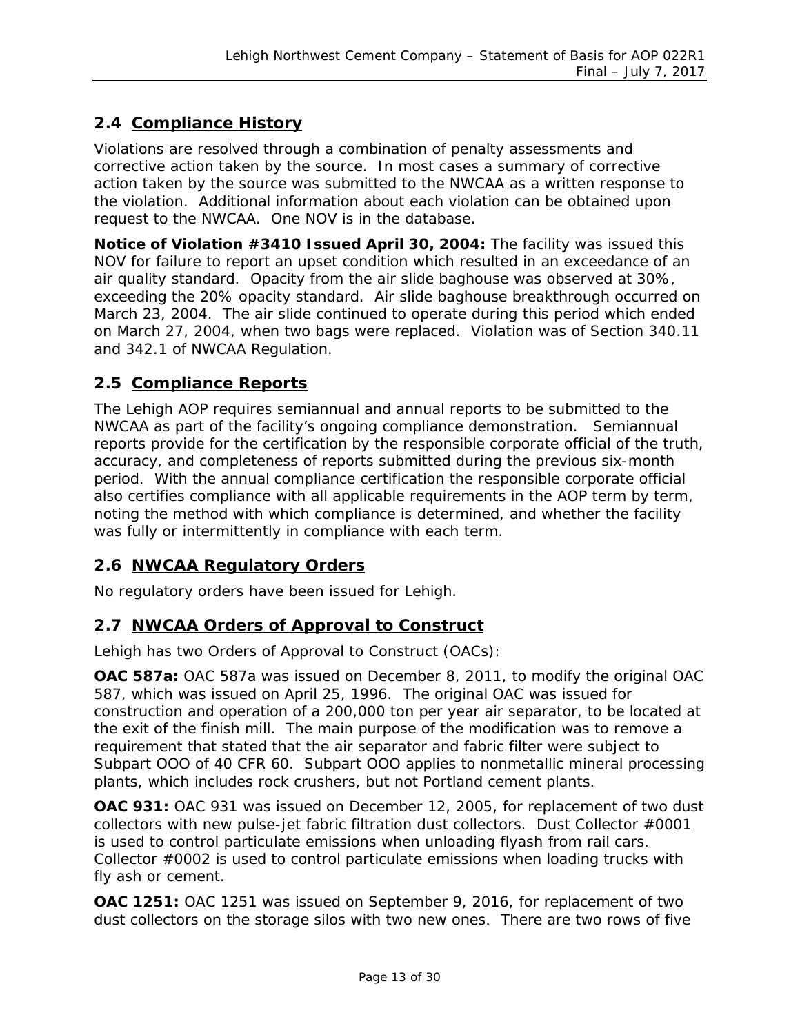## 2.4 <u>Compliance History</u>

Violations are resolved through a combination of penalty assessments and corrective action taken by the source. In most cases a summary of corrective action taken by the source was submitted to the NWCAA as a written response to the violation. Additional information about each violation can be obtained upon request to the NWCAA. One NOV is in the database.

**Notice of Violation #3410 Issued April 30, 2004:** The facility was issued this NOV for failure to report an upset condition which resulted in an exceedance of an air quality standard. Opacity from the air slide baghouse was observed at 30%, exceeding the 20% opacity standard. Air slide baghouse breakthrough occurred on March 23, 2004. The air slide continued to operate during this period which ended on March 27, 2004, when two bags were replaced. Violation was of Section 340.11 and 342.1 of NWCAA Regulation.

## 2.5 <u>Compliance Reports</u>

The Lehigh AOP requires semiannual and annual reports to be submitted to the NWCAA as part of the facility's ongoing compliance demonstration. Semiannual reports provide for the certification by the responsible corporate official of the truth, accuracy, and completeness of reports submitted during the previous six-month period. With the annual compliance certification the responsible corporate official also certifies compliance with all applicable requirements in the AOP term by term, noting the method with which compliance is determined, and whether the facility was fully or intermittently in compliance with each term.

## 2.6 <u>NWCAA Regulatory Orders</u>

No regulatory orders have been issued for Lehigh.

## 2.7 <u>NWCAA Orders of Approval to Construct</u>

Lehigh has two Orders of Approval to Construct (OACs):

**OAC 587a:** OAC 587a was issued on December 8, 2011, to modify the original OAC 587, which was issued on April 25, 1996. The original OAC was issued for construction and operation of a 200,000 ton per year air separator, to be located at the exit of the finish mill. The main purpose of the modification was to remove a requirement that stated that the air separator and fabric filter were subject to Subpart OOO of 40 CFR 60. Subpart OOO applies to nonmetallic mineral processing plants, which includes rock crushers, but not Portland cement plants.

**OAC 931:** OAC 931 was issued on December 12, 2005, for replacement of two dust collectors with new pulse-jet fabric filtration dust collectors. Dust Collector #0001 is used to control particulate emissions when unloading flyash from rail cars. Collector #0002 is used to control particulate emissions when loading trucks with fly ash or cement.

**OAC 1251:** OAC 1251 was issued on September 9, 2016, for replacement of two dust collectors on the storage silos with two new ones. There are two rows of five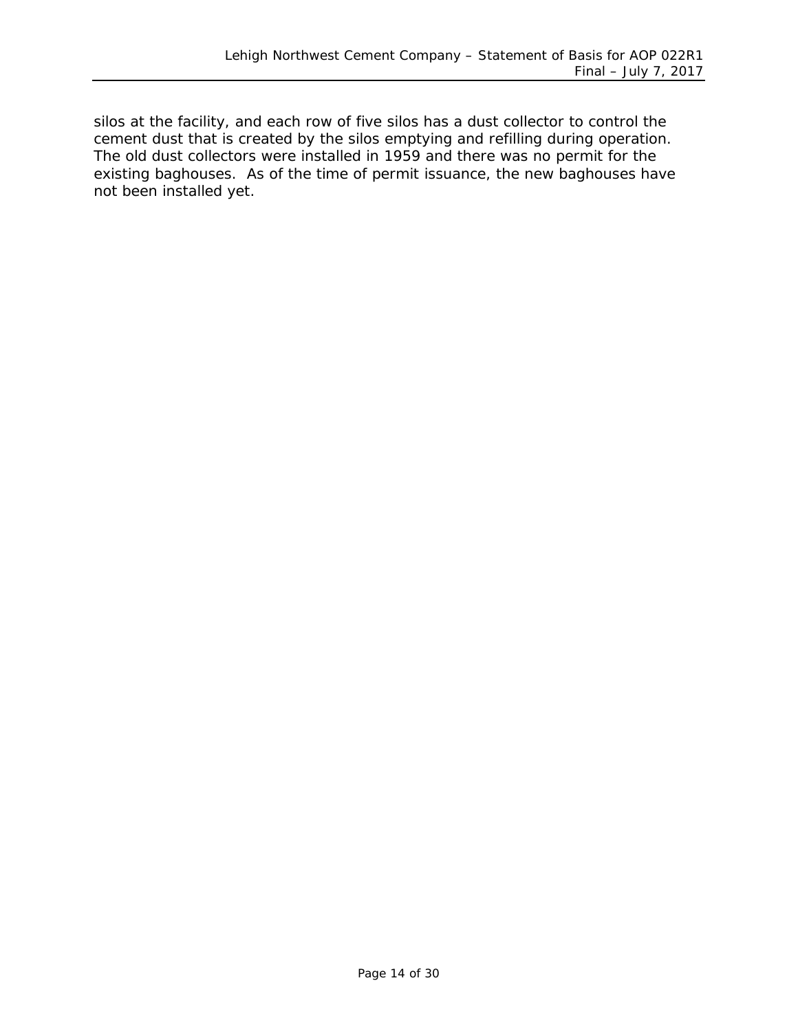silos at the facility, and each row of five silos has a dust collector to control the cement dust that is created by the silos emptying and refilling during operation. The old dust collectors were installed in 1959 and there was no permit for the existing baghouses. As of the time of permit issuance, the new baghouses have not been installed yet.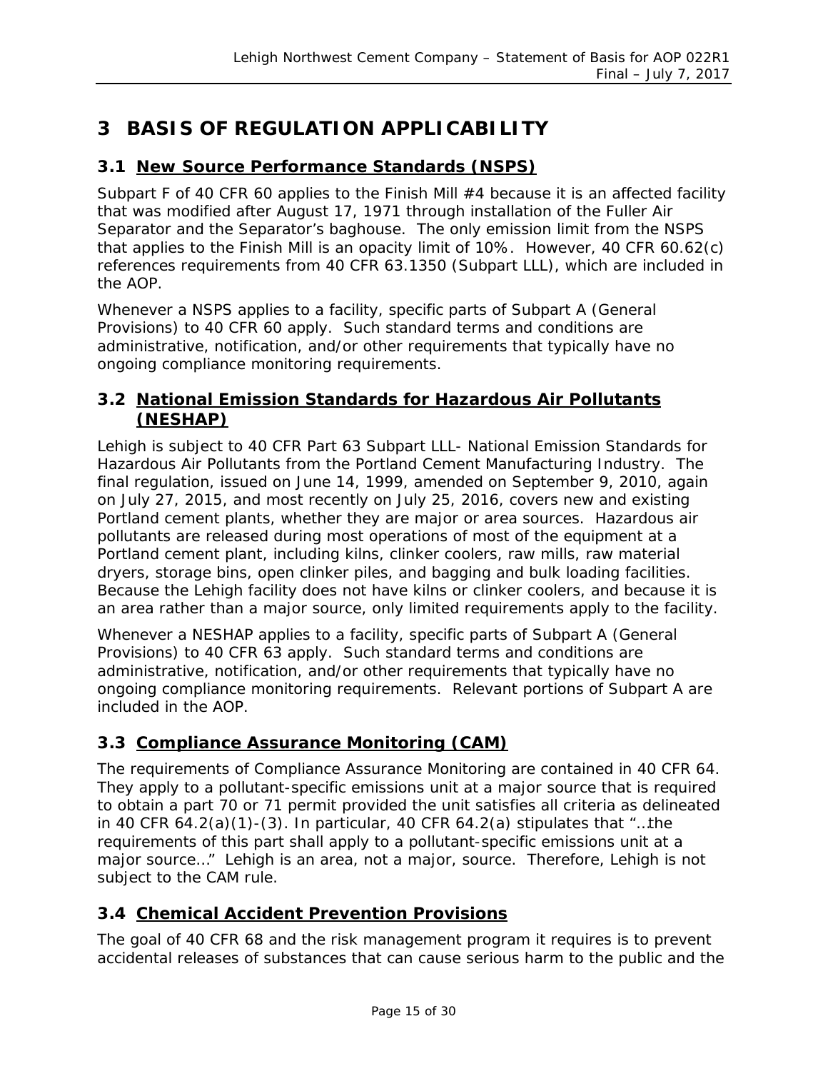# 3 BASIS OF REGULATION APPLICABILITY

## 3.1 New Source Performance Standards (NSPS)

Subpart F of 40 CFR 60 applies to the Finish Mill #4 because it is an affected facility that was modified after August 17, 1971 through installation of the Fuller Air Separator and the Separator's baghouse. The only emission limit from the NSPS that applies to the Finish Mill is an opacity limit of 10%. However, 40 CFR 60.62(c) references requirements from 40 CFR 63.1350 (Subpart LLL), which are included in the AOP.

Whenever a NSPS applies to a facility, specific parts of Subpart A (General Provisions) to 40 CFR 60 apply. Such standard terms and conditions are administrative, notification, and/or other requirements that typically have no ongoing compliance monitoring requirements.

## 3.2 National Emission Standards for Hazardous Air Pollutants (NESHAP)

Lehigh is subject to 40 CFR Part 63 Subpart LLL- National Emission Standards for Hazardous Air Pollutants from the Portland Cement Manufacturing Industry. The final regulation, issued on June 14, 1999, amended on September 9, 2010, again on July 27, 2015, and most recently on July 25, 2016, covers new and existing Portland cement plants, whether they are major or area sources. Hazardous air pollutants are released during most operations of most of the equipment at a Portland cement plant, including kilns, clinker coolers, raw mills, raw material dryers, storage bins, open clinker piles, and bagging and bulk loading facilities. Because the Lehigh facility does not have kilns or clinker coolers, and because it is an area rather than a major source, only limited requirements apply to the facility.

Whenever a NESHAP applies to a facility, specific parts of Subpart A (General Provisions) to 40 CFR 63 apply. Such standard terms and conditions are administrative, notification, and/or other requirements that typically have no ongoing compliance monitoring requirements. Relevant portions of Subpart A are included in the AOP.

## 3.3 Compliance Assurance Monitoring (CAM)

The requirements of Compliance Assurance Monitoring are contained in 40 CFR 64. They apply to a pollutant-specific emissions unit at a major source that is required to obtain a part 70 or 71 permit provided the unit satisfies all criteria as delineated in 40 CFR 64.2(a)(1)-(3). In particular, 40 CFR 64.2(a) stipulates that "…the requirements of this part shall apply to a pollutant-specific emissions unit at a major source…" Lehigh is an area, not a major, source. Therefore, Lehigh is not subject to the CAM rule.

## 3.4 Chemical Accident Prevention Provisions

The goal of 40 CFR 68 and the risk management program it requires is to prevent accidental releases of substances that can cause serious harm to the public and the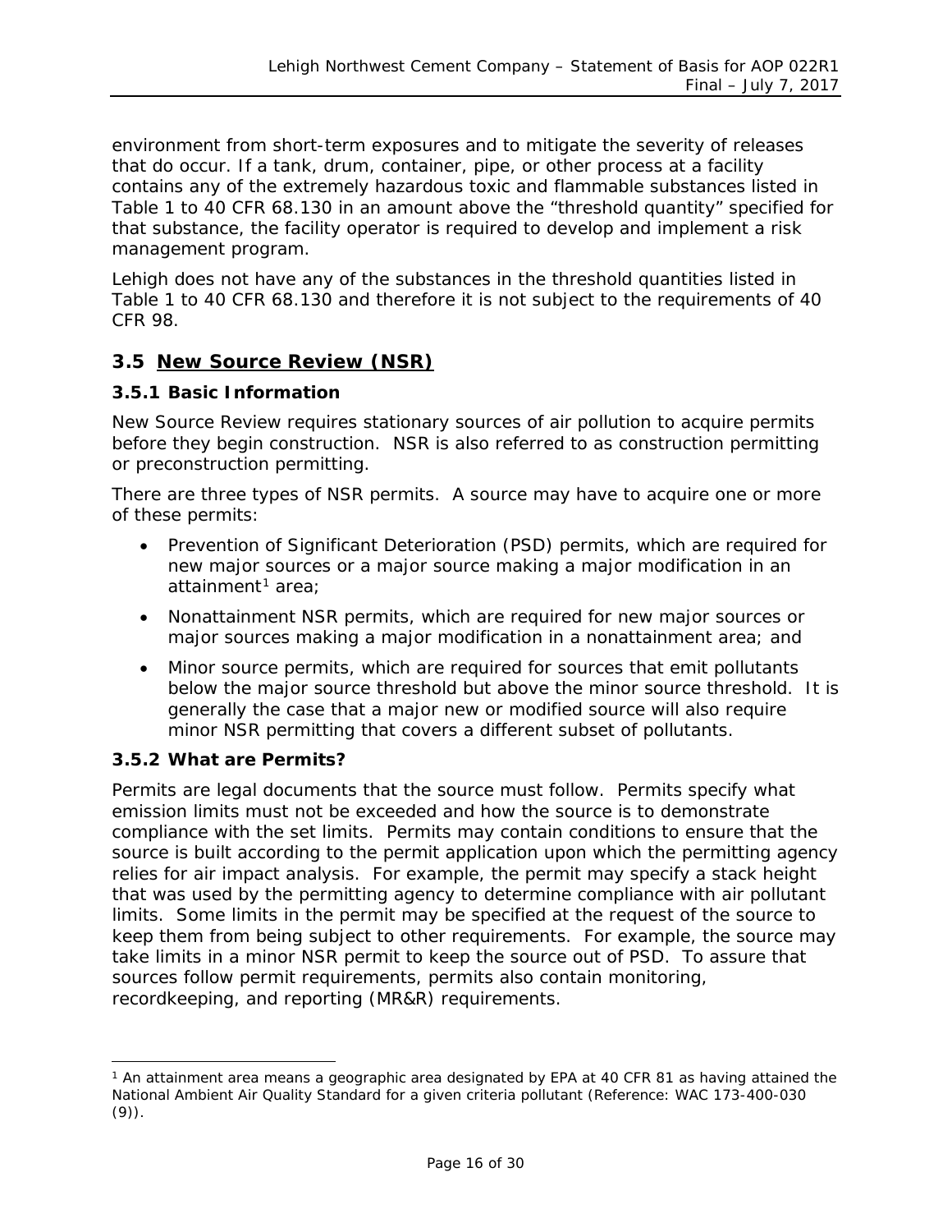environment from short-term exposures and to mitigate the severity of releases that do occur. If a tank, drum, container, pipe, or other process at a facility contains any of the extremely hazardous toxic and flammable substances listed in Table 1 to 40 CFR 68.130 in an amount above the "threshold quantity" specified for that substance, the facility operator is required to develop and implement a risk management program.

Lehigh does not have any of the substances in the threshold quantities listed in Table 1 to 40 CFR 68.130 and therefore it is not subject to the requirements of 40 CFR 98.

## 3.5 New Source Review (NSR)

### 3.5.1 Basic Information

New Source Review requires stationary sources of air pollution to acquire permits before they begin construction. NSR is also referred to as construction permitting or preconstruction permitting.

There are three types of NSR permits. A source may have to acquire one or more of these permits:

- Prevention of Significant Deterioration (PSD) permits, which are required for new major sources or a major source making a major modification in an attainment[1] area;
- Nonattainment NSR permits, which are required for new major sources or major sources making a major modification in a nonattainment area; and
- Minor source permits, which are required for sources that emit pollutants below the major source threshold but above the minor source threshold. It is generally the case that a major new or modified source will also require minor NSR permitting that covers a different subset of pollutants.

### 3.5.2 What are Permits?

Permits are legal documents that the source must follow. Permits specify what emission limits must not be exceeded and how the source is to demonstrate compliance with the set limits. Permits may contain conditions to ensure that the source is built according to the permit application upon which the permitting agency relies for air impact analysis. For example, the permit may specify a stack height that was used by the permitting agency to determine compliance with air pollutant limits. Some limits in the permit may be specified at the request of the source to keep them from being subject to other requirements. For example, the source may take limits in a minor NSR permit to keep the source out of PSD. To assure that sources follow permit requirements, permits also contain monitoring, recordkeeping, and reporting (MR&R) requirements.

---

[1] An attainment area means a geographic area designated by EPA at 40 CFR 81 as having attained the National Ambient Air Quality Standard for a given criteria pollutant (Reference: WAC 173-400-030 (9)).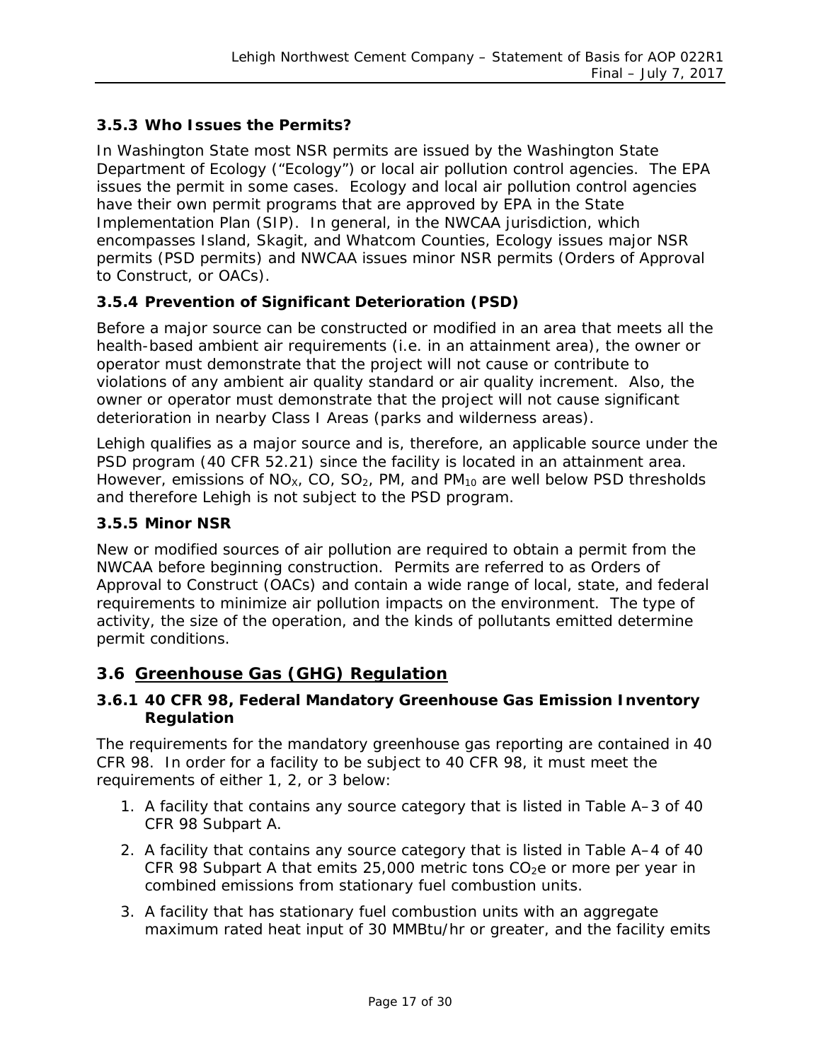### 3.5.3 Who Issues the Permits?

In Washington State most NSR permits are issued by the Washington State Department of Ecology ("Ecology") or local air pollution control agencies. The EPA issues the permit in some cases. Ecology and local air pollution control agencies have their own permit programs that are approved by EPA in the State Implementation Plan (SIP). In general, in the NWCAA jurisdiction, which encompasses Island, Skagit, and Whatcom Counties, Ecology issues major NSR permits (PSD permits) and NWCAA issues minor NSR permits (Orders of Approval to Construct, or OACs).

### 3.5.4 Prevention of Significant Deterioration (PSD)

Before a major source can be constructed or modified in an area that meets all the health-based ambient air requirements (i.e. in an attainment area), the owner or operator must demonstrate that the project will not cause or contribute to violations of any ambient air quality standard or air quality increment. Also, the owner or operator must demonstrate that the project will not cause significant deterioration in nearby Class I Areas (parks and wilderness areas).

Lehigh qualifies as a major source and is, therefore, an applicable source under the PSD program (40 CFR 52.21) since the facility is located in an attainment area. However, emissions of $NO_X$, CO, $SO_2$, PM, and $PM_{10}$ are well below PSD thresholds and therefore Lehigh is not subject to the PSD program.

### 3.5.5 Minor NSR

New or modified sources of air pollution are required to obtain a permit from the NWCAA before beginning construction. Permits are referred to as Orders of Approval to Construct (OACs) and contain a wide range of local, state, and federal requirements to minimize air pollution impacts on the environment. The type of activity, the size of the operation, and the kinds of pollutants emitted determine permit conditions.

## 3.6 Greenhouse Gas (GHG) Regulation

### 3.6.1 40 CFR 98, Federal Mandatory Greenhouse Gas Emission Inventory Regulation

The requirements for the mandatory greenhouse gas reporting are contained in 40 CFR 98. In order for a facility to be subject to 40 CFR 98, it must meet the requirements of either 1, 2, or 3 below:

1. A facility that contains any source category that is listed in Table A–3 of 40 CFR 98 Subpart A.
2. A facility that contains any source category that is listed in Table A–4 of 40 CFR 98 Subpart A that emits 25,000 metric tons $CO_2e$ or more per year in combined emissions from stationary fuel combustion units.
3. A facility that has stationary fuel combustion units with an aggregate maximum rated heat input of 30 MMBtu/hr or greater, and the facility emits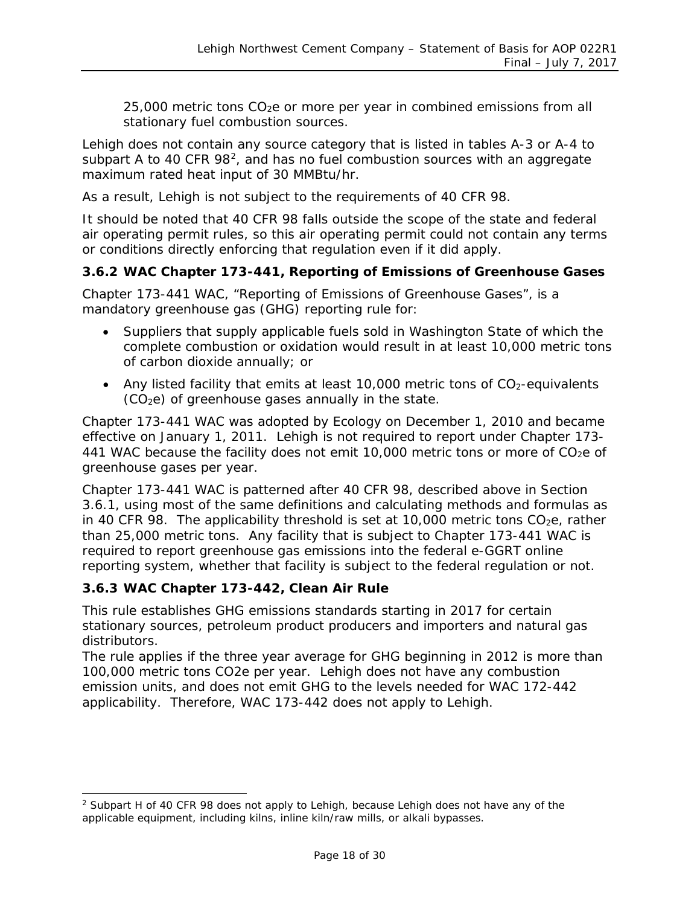25,000 metric tons $CO_2e$ or more per year in combined emissions from all stationary fuel combustion sources.

Lehigh does not contain any source category that is listed in tables A-3 or A-4 to subpart A to 40 CFR 98[2], and has no fuel combustion sources with an aggregate maximum rated heat input of 30 MMBtu/hr.

As a result, Lehigh is not subject to the requirements of 40 CFR 98.

It should be noted that 40 CFR 98 falls outside the scope of the state and federal air operating permit rules, so this air operating permit could not contain any terms or conditions directly enforcing that regulation even if it did apply.

### 3.6.2 WAC Chapter 173-441, Reporting of Emissions of Greenhouse Gases

Chapter 173-441 WAC, "Reporting of Emissions of Greenhouse Gases", is a mandatory greenhouse gas (GHG) reporting rule for:

- Suppliers that supply applicable fuels sold in Washington State of which the complete combustion or oxidation would result in at least 10,000 metric tons of carbon dioxide annually; or
- Any listed facility that emits at least 10,000 metric tons of $CO_2$-equivalents ($CO_2e$) of greenhouse gases annually in the state.

Chapter 173-441 WAC was adopted by Ecology on December 1, 2010 and became effective on January 1, 2011. Lehigh is not required to report under Chapter 173-441 WAC because the facility does not emit 10,000 metric tons or more of $CO_2e$ of greenhouse gases per year.

Chapter 173-441 WAC is patterned after 40 CFR 98, described above in Section 3.6.1, using most of the same definitions and calculating methods and formulas as in 40 CFR 98. The applicability threshold is set at 10,000 metric tons $CO_2e$, rather than 25,000 metric tons. Any facility that is subject to Chapter 173-441 WAC is required to report greenhouse gas emissions into the federal e-GGRT online reporting system, whether that facility is subject to the federal regulation or not.

### 3.6.3 WAC Chapter 173-442, Clean Air Rule

This rule establishes GHG emissions standards starting in 2017 for certain stationary sources, petroleum product producers and importers and natural gas distributors.

The rule applies if the three year average for GHG beginning in 2012 is more than 100,000 metric tons CO2e per year. Lehigh does not have any combustion emission units, and does not emit GHG to the levels needed for WAC 172-442 applicability. Therefore, WAC 173-442 does not apply to Lehigh.

---

[2] Subpart H of 40 CFR 98 does not apply to Lehigh, because Lehigh does not have any of the applicable equipment, including kilns, inline kiln/raw mills, or alkali bypasses.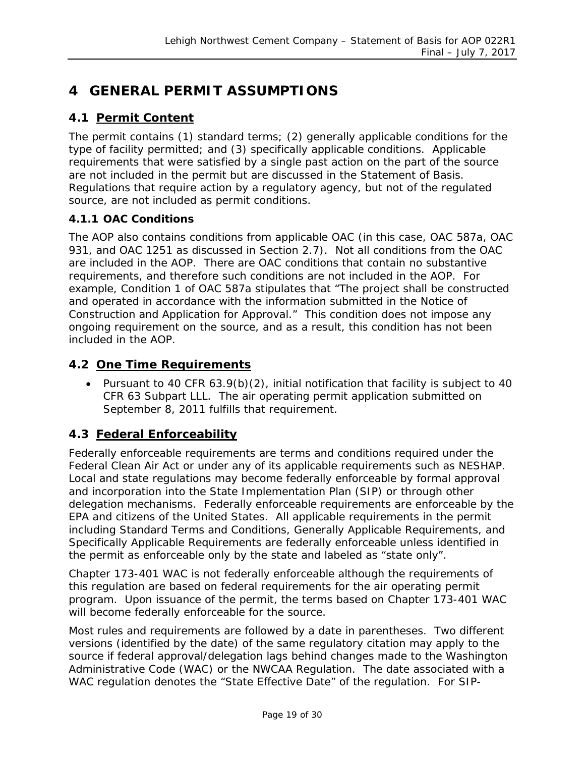# 4 GENERAL PERMIT ASSUMPTIONS

## 4.1 Permit Content

The permit contains (1) standard terms; (2) generally applicable conditions for the type of facility permitted; and (3) specifically applicable conditions. Applicable requirements that were satisfied by a single past action on the part of the source are not included in the permit but are discussed in the Statement of Basis. Regulations that require action by a regulatory agency, but not of the regulated source, are not included as permit conditions.

### 4.1.1 OAC Conditions

The AOP also contains conditions from applicable OAC (in this case, OAC 587a, OAC 931, and OAC 1251 as discussed in Section 2.7). Not all conditions from the OAC are included in the AOP. There are OAC conditions that contain no substantive requirements, and therefore such conditions are not included in the AOP. For example, Condition 1 of OAC 587a stipulates that "The project shall be constructed and operated in accordance with the information submitted in the Notice of Construction and Application for Approval." This condition does not impose any ongoing requirement on the source, and as a result, this condition has not been included in the AOP.

## 4.2 One Time Requirements

- Pursuant to 40 CFR 63.9(b)(2), initial notification that facility is subject to 40 CFR 63 Subpart LLL. The air operating permit application submitted on September 8, 2011 fulfills that requirement.

## 4.3 Federal Enforceability

Federally enforceable requirements are terms and conditions required under the Federal Clean Air Act or under any of its applicable requirements such as NESHAP. Local and state regulations may become federally enforceable by formal approval and incorporation into the State Implementation Plan (SIP) or through other delegation mechanisms. Federally enforceable requirements are enforceable by the EPA and citizens of the United States. All applicable requirements in the permit including Standard Terms and Conditions, Generally Applicable Requirements, and Specifically Applicable Requirements are federally enforceable unless identified in the permit as enforceable only by the state and labeled as "state only".

Chapter 173-401 WAC is not federally enforceable although the requirements of this regulation are based on federal requirements for the air operating permit program. Upon issuance of the permit, the terms based on Chapter 173-401 WAC will become federally enforceable for the source.

Most rules and requirements are followed by a date in parentheses. Two different versions (identified by the date) of the same regulatory citation may apply to the source if federal approval/delegation lags behind changes made to the Washington Administrative Code (WAC) or the NWCAA Regulation. The date associated with a WAC regulation denotes the "State Effective Date" of the regulation. For SIP-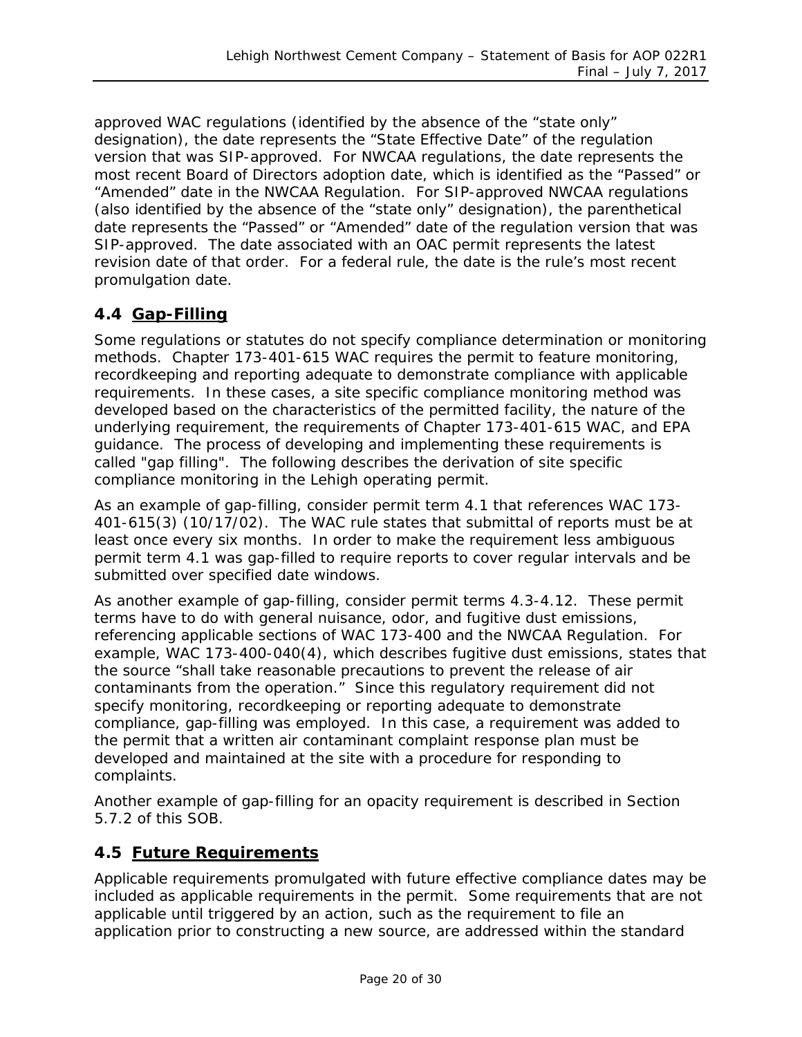approved WAC regulations (identified by the absence of the "state only" designation), the date represents the "State Effective Date" of the regulation version that was SIP-approved. For NWCAA regulations, the date represents the most recent Board of Directors adoption date, which is identified as the "Passed" or "Amended" date in the NWCAA Regulation. For SIP-approved NWCAA regulations (also identified by the absence of the "state only" designation), the parenthetical date represents the "Passed" or "Amended" date of the regulation version that was SIP-approved. The date associated with an OAC permit represents the latest revision date of that order. For a federal rule, the date is the rule's most recent promulgation date.

## 4.4 Gap-Filling

Some regulations or statutes do not specify compliance determination or monitoring methods. Chapter 173-401-615 WAC requires the permit to feature monitoring, recordkeeping and reporting adequate to demonstrate compliance with applicable requirements. In these cases, a site specific compliance monitoring method was developed based on the characteristics of the permitted facility, the nature of the underlying requirement, the requirements of Chapter 173-401-615 WAC, and EPA guidance. The process of developing and implementing these requirements is called "gap filling". The following describes the derivation of site specific compliance monitoring in the Lehigh operating permit.

As an example of gap-filling, consider permit term 4.1 that references WAC 173-401-615(3) (10/17/02). The WAC rule states that submittal of reports must be at least once every six months. In order to make the requirement less ambiguous permit term 4.1 was gap-filled to require reports to cover regular intervals and be submitted over specified date windows.

As another example of gap-filling, consider permit terms 4.3-4.12. These permit terms have to do with general nuisance, odor, and fugitive dust emissions, referencing applicable sections of WAC 173-400 and the NWCAA Regulation. For example, WAC 173-400-040(4), which describes fugitive dust emissions, states that the source "shall take reasonable precautions to prevent the release of air contaminants from the operation." Since this regulatory requirement did not specify monitoring, recordkeeping or reporting adequate to demonstrate compliance, gap-filling was employed. In this case, a requirement was added to the permit that a written air contaminant complaint response plan must be developed and maintained at the site with a procedure for responding to complaints.

Another example of gap-filling for an opacity requirement is described in Section 5.7.2 of this SOB.

## 4.5 Future Requirements

Applicable requirements promulgated with future effective compliance dates may be included as applicable requirements in the permit. Some requirements that are not applicable until triggered by an action, such as the requirement to file an application prior to constructing a new source, are addressed within the standard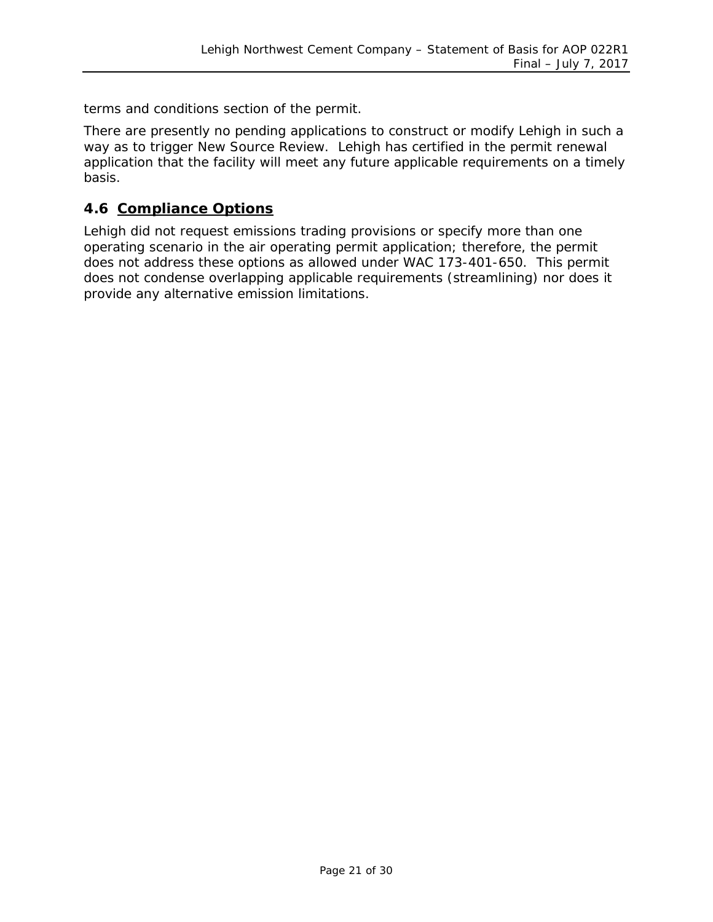terms and conditions section of the permit.

There are presently no pending applications to construct or modify Lehigh in such a way as to trigger New Source Review. Lehigh has certified in the permit renewal application that the facility will meet any future applicable requirements on a timely basis.

## 4.6 Compliance Options

Lehigh did not request emissions trading provisions or specify more than one operating scenario in the air operating permit application; therefore, the permit does not address these options as allowed under WAC 173-401-650. This permit does not condense overlapping applicable requirements (streamlining) nor does it provide any alternative emission limitations.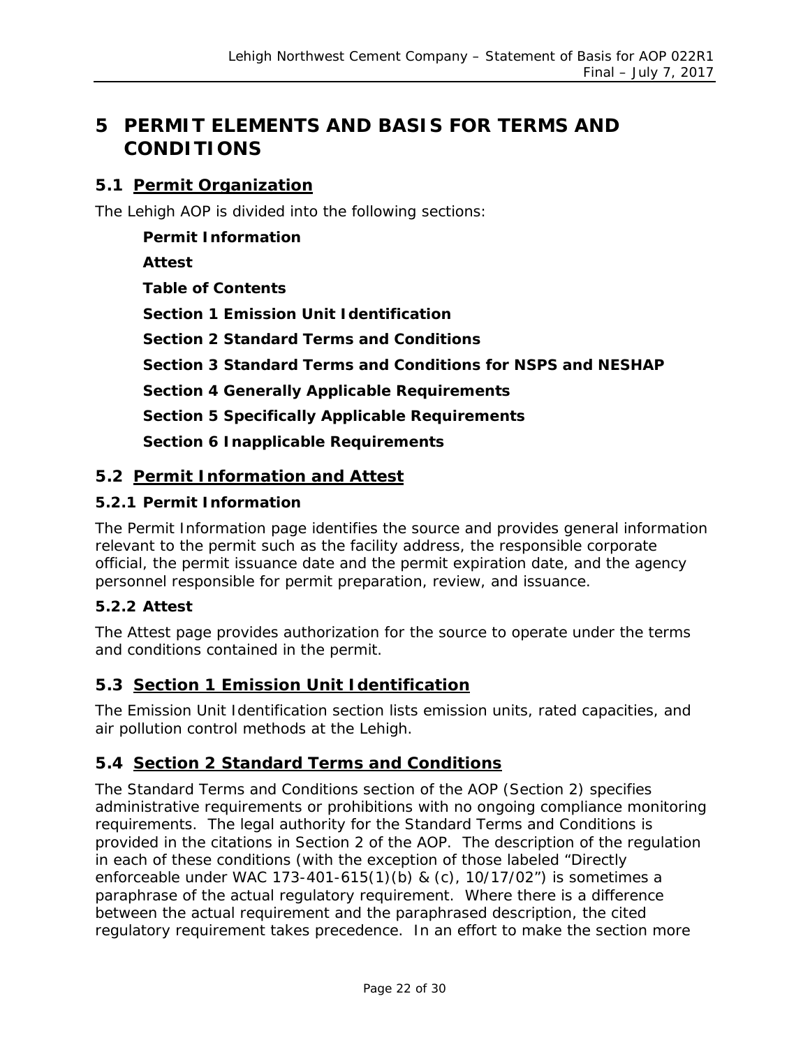# 5 PERMIT ELEMENTS AND BASIS FOR TERMS AND CONDITIONS

## 5.1 Permit Organization

The Lehigh AOP is divided into the following sections:

**Permit Information**

**Attest**

**Table of Contents**

**Section 1 Emission Unit Identification**

**Section 2 Standard Terms and Conditions**

**Section 3 Standard Terms and Conditions for NSPS and NESHAP**

**Section 4 Generally Applicable Requirements**

**Section 5 Specifically Applicable Requirements**

**Section 6 Inapplicable Requirements**

## 5.2 Permit Information and Attest

### 5.2.1 Permit Information

The Permit Information page identifies the source and provides general information relevant to the permit such as the facility address, the responsible corporate official, the permit issuance date and the permit expiration date, and the agency personnel responsible for permit preparation, review, and issuance.

### 5.2.2 Attest

The Attest page provides authorization for the source to operate under the terms and conditions contained in the permit.

## 5.3 Section 1 Emission Unit Identification

The Emission Unit Identification section lists emission units, rated capacities, and air pollution control methods at the Lehigh.

## 5.4 Section 2 Standard Terms and Conditions

The Standard Terms and Conditions section of the AOP (Section 2) specifies administrative requirements or prohibitions with no ongoing compliance monitoring requirements. The legal authority for the Standard Terms and Conditions is provided in the citations in Section 2 of the AOP. The description of the regulation in each of these conditions (with the exception of those labeled "Directly enforceable under WAC 173-401-615(1)(b) & (c), 10/17/02") is sometimes a paraphrase of the actual regulatory requirement. Where there is a difference between the actual requirement and the paraphrased description, the cited regulatory requirement takes precedence. In an effort to make the section more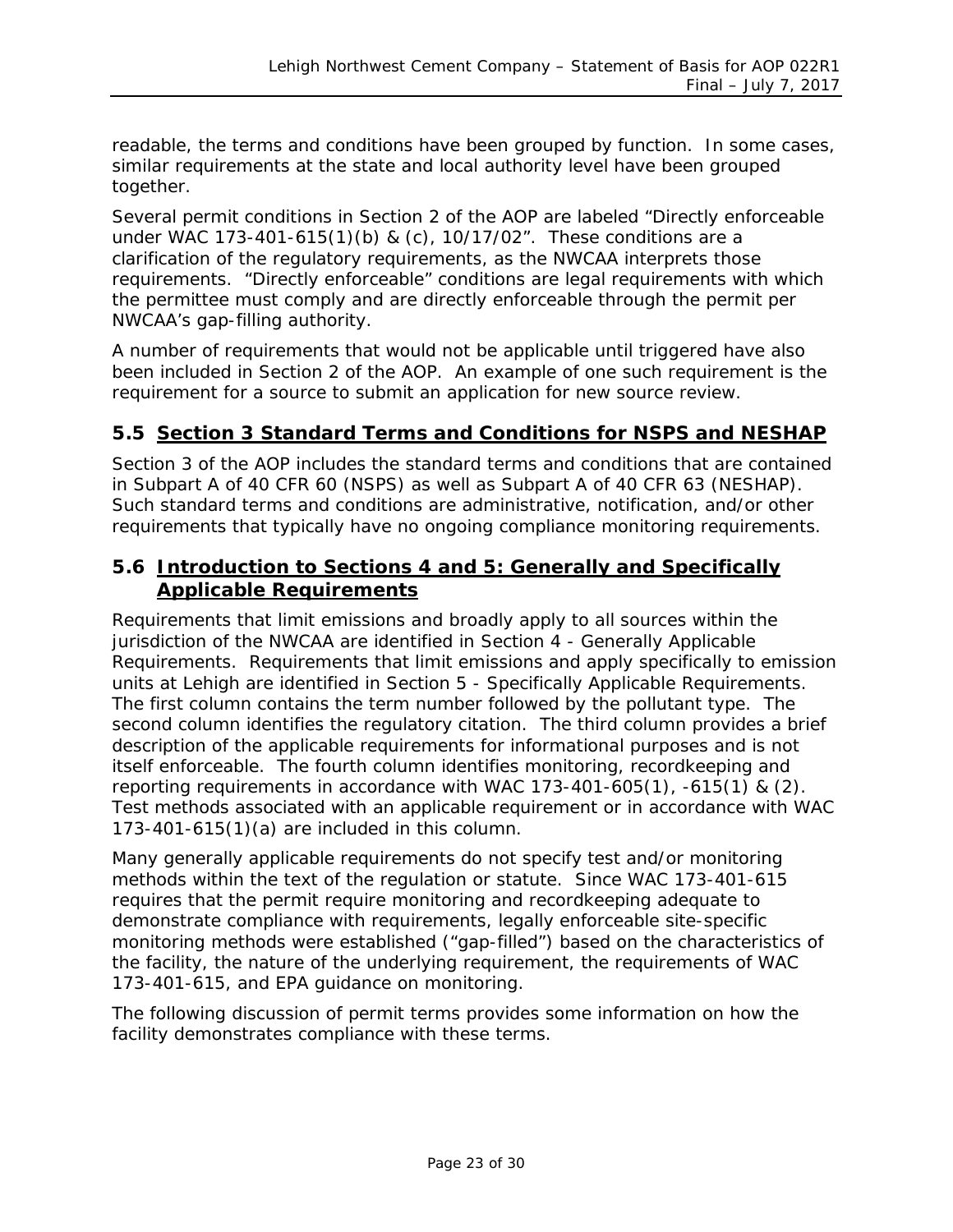readable, the terms and conditions have been grouped by function. In some cases, similar requirements at the state and local authority level have been grouped together.

Several permit conditions in Section 2 of the AOP are labeled "Directly enforceable under WAC 173-401-615(1)(b) & (c), 10/17/02". These conditions are a clarification of the regulatory requirements, as the NWCAA interprets those requirements. "Directly enforceable" conditions are legal requirements with which the permittee must comply and are directly enforceable through the permit per NWCAA's gap-filling authority.

A number of requirements that would not be applicable until triggered have also been included in Section 2 of the AOP. An example of one such requirement is the requirement for a source to submit an application for new source review.

## 5.5 Section 3 Standard Terms and Conditions for NSPS and NESHAP

Section 3 of the AOP includes the standard terms and conditions that are contained in Subpart A of 40 CFR 60 (NSPS) as well as Subpart A of 40 CFR 63 (NESHAP). Such standard terms and conditions are administrative, notification, and/or other requirements that typically have no ongoing compliance monitoring requirements.

## 5.6 Introduction to Sections 4 and 5: Generally and Specifically Applicable Requirements

Requirements that limit emissions and broadly apply to all sources within the jurisdiction of the NWCAA are identified in Section 4 - Generally Applicable Requirements. Requirements that limit emissions and apply specifically to emission units at Lehigh are identified in Section 5 - Specifically Applicable Requirements. The first column contains the term number followed by the pollutant type. The second column identifies the regulatory citation. The third column provides a brief description of the applicable requirements for informational purposes and is not itself enforceable. The fourth column identifies monitoring, recordkeeping and reporting requirements in accordance with WAC 173-401-605(1), -615(1) & (2). Test methods associated with an applicable requirement or in accordance with WAC 173-401-615(1)(a) are included in this column.

Many generally applicable requirements do not specify test and/or monitoring methods within the text of the regulation or statute. Since WAC 173-401-615 requires that the permit require monitoring and recordkeeping adequate to demonstrate compliance with requirements, legally enforceable site-specific monitoring methods were established ("gap-filled") based on the characteristics of the facility, the nature of the underlying requirement, the requirements of WAC 173-401-615, and EPA guidance on monitoring.

The following discussion of permit terms provides some information on how the facility demonstrates compliance with these terms.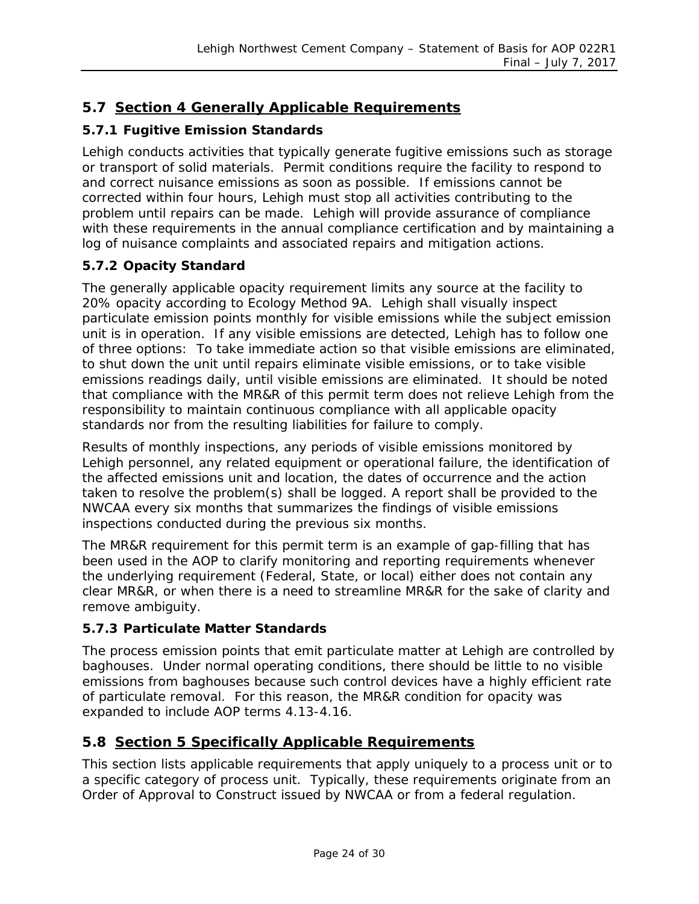## 5.7 Section 4 Generally Applicable Requirements

### 5.7.1 Fugitive Emission Standards

Lehigh conducts activities that typically generate fugitive emissions such as storage or transport of solid materials. Permit conditions require the facility to respond to and correct nuisance emissions as soon as possible. If emissions cannot be corrected within four hours, Lehigh must stop all activities contributing to the problem until repairs can be made. Lehigh will provide assurance of compliance with these requirements in the annual compliance certification and by maintaining a log of nuisance complaints and associated repairs and mitigation actions.

### 5.7.2 Opacity Standard

The generally applicable opacity requirement limits any source at the facility to 20% opacity according to Ecology Method 9A. Lehigh shall visually inspect particulate emission points monthly for visible emissions while the subject emission unit is in operation. If any visible emissions are detected, Lehigh has to follow one of three options: To take immediate action so that visible emissions are eliminated, to shut down the unit until repairs eliminate visible emissions, or to take visible emissions readings daily, until visible emissions are eliminated. It should be noted that compliance with the MR&R of this permit term does not relieve Lehigh from the responsibility to maintain continuous compliance with all applicable opacity standards nor from the resulting liabilities for failure to comply.

Results of monthly inspections, any periods of visible emissions monitored by Lehigh personnel, any related equipment or operational failure, the identification of the affected emissions unit and location, the dates of occurrence and the action taken to resolve the problem(s) shall be logged. A report shall be provided to the NWCAA every six months that summarizes the findings of visible emissions inspections conducted during the previous six months.

The MR&R requirement for this permit term is an example of gap-filling that has been used in the AOP to clarify monitoring and reporting requirements whenever the underlying requirement (Federal, State, or local) either does not contain any clear MR&R, or when there is a need to streamline MR&R for the sake of clarity and remove ambiguity.

### 5.7.3 Particulate Matter Standards

The process emission points that emit particulate matter at Lehigh are controlled by baghouses. Under normal operating conditions, there should be little to no visible emissions from baghouses because such control devices have a highly efficient rate of particulate removal. For this reason, the MR&R condition for opacity was expanded to include AOP terms 4.13-4.16.

## 5.8 Section 5 Specifically Applicable Requirements

This section lists applicable requirements that apply uniquely to a process unit or to a specific category of process unit. Typically, these requirements originate from an Order of Approval to Construct issued by NWCAA or from a federal regulation.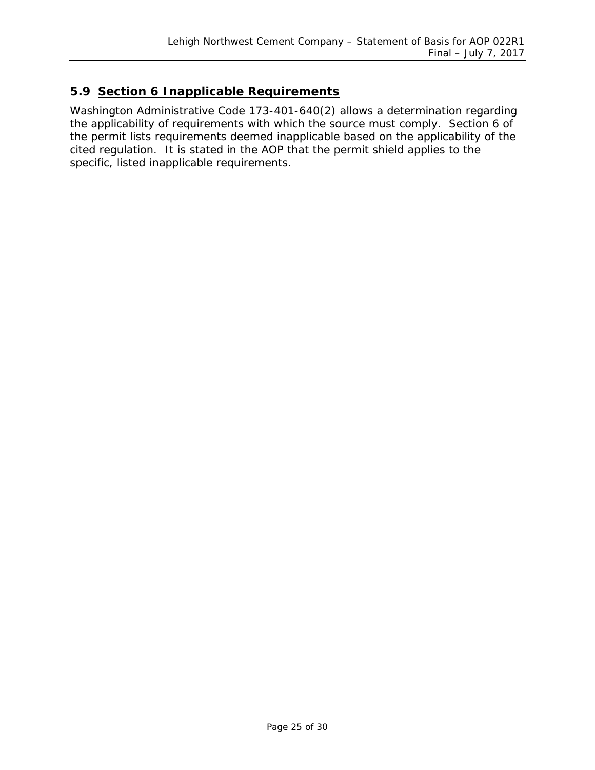## 5.9 <u>Section 6 Inapplicable Requirements</u>

Washington Administrative Code 173-401-640(2) allows a determination regarding the applicability of requirements with which the source must comply. Section 6 of the permit lists requirements deemed inapplicable based on the applicability of the cited regulation. It is stated in the AOP that the permit shield applies to the specific, listed inapplicable requirements.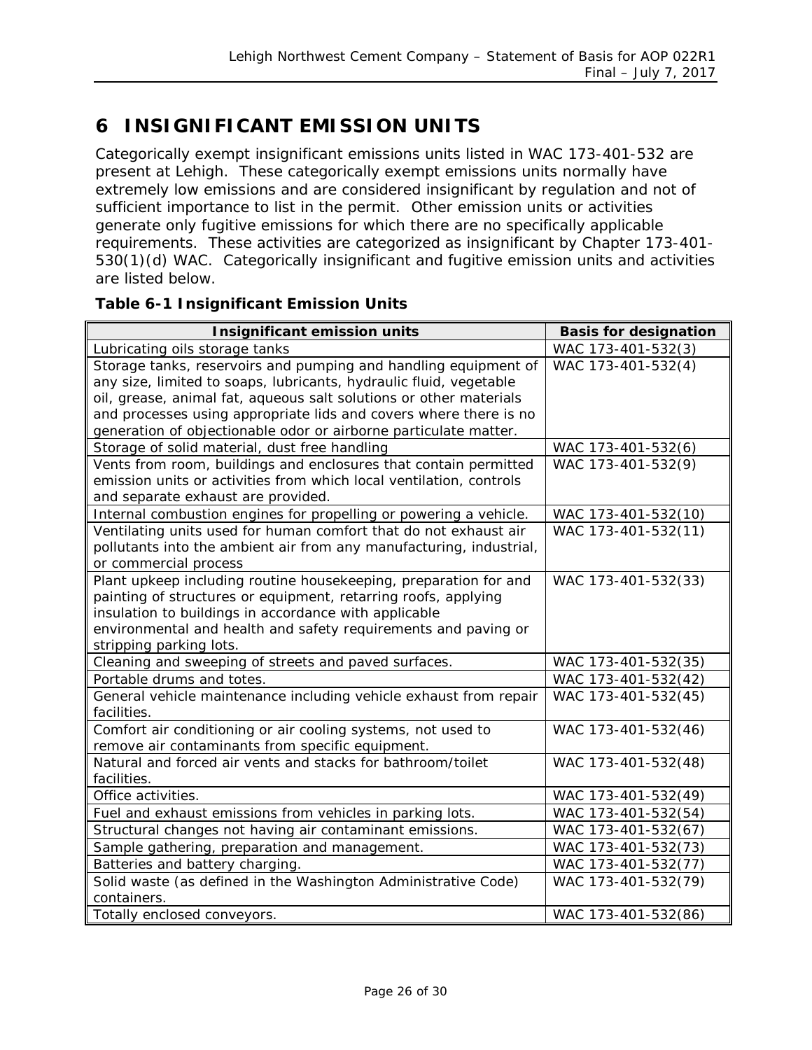# 6 INSIGNIFICANT EMISSION UNITS

Categorically exempt insignificant emissions units listed in WAC 173-401-532 are present at Lehigh. These categorically exempt emissions units normally have extremely low emissions and are considered insignificant by regulation and not of sufficient importance to list in the permit. Other emission units or activities generate only fugitive emissions for which there are no specifically applicable requirements. These activities are categorized as insignificant by Chapter 173-401-530(1)(d) WAC. Categorically insignificant and fugitive emission units and activities are listed below.

**Table 6-1 Insignificant Emission Units**

| Insignificant emission units | Basis for designation |
|---|---|
| Lubricating oils storage tanks | WAC 173-401-532(3) |
| Storage tanks, reservoirs and pumping and handling equipment of any size, limited to soaps, lubricants, hydraulic fluid, vegetable oil, grease, animal fat, aqueous salt solutions or other materials and processes using appropriate lids and covers where there is no generation of objectionable odor or airborne particulate matter. | WAC 173-401-532(4) |
| Storage of solid material, dust free handling | WAC 173-401-532(6) |
| Vents from room, buildings and enclosures that contain permitted emission units or activities from which local ventilation, controls and separate exhaust are provided. | WAC 173-401-532(9) |
| Internal combustion engines for propelling or powering a vehicle. | WAC 173-401-532(10) |
| Ventilating units used for human comfort that do not exhaust air pollutants into the ambient air from any manufacturing, industrial, or commercial process | WAC 173-401-532(11) |
| Plant upkeep including routine housekeeping, preparation for and painting of structures or equipment, retarring roofs, applying insulation to buildings in accordance with applicable environmental and health and safety requirements and paving or stripping parking lots. | WAC 173-401-532(33) |
| Cleaning and sweeping of streets and paved surfaces. | WAC 173-401-532(35) |
| Portable drums and totes. | WAC 173-401-532(42) |
| General vehicle maintenance including vehicle exhaust from repair facilities. | WAC 173-401-532(45) |
| Comfort air conditioning or air cooling systems, not used to remove air contaminants from specific equipment. | WAC 173-401-532(46) |
| Natural and forced air vents and stacks for bathroom/toilet facilities. | WAC 173-401-532(48) |
| Office activities. | WAC 173-401-532(49) |
| Fuel and exhaust emissions from vehicles in parking lots. | WAC 173-401-532(54) |
| Structural changes not having air contaminant emissions. | WAC 173-401-532(67) |
| Sample gathering, preparation and management. | WAC 173-401-532(73) |
| Batteries and battery charging. | WAC 173-401-532(77) |
| Solid waste (as defined in the Washington Administrative Code) containers. | WAC 173-401-532(79) |
| Totally enclosed conveyors. | WAC 173-401-532(86) |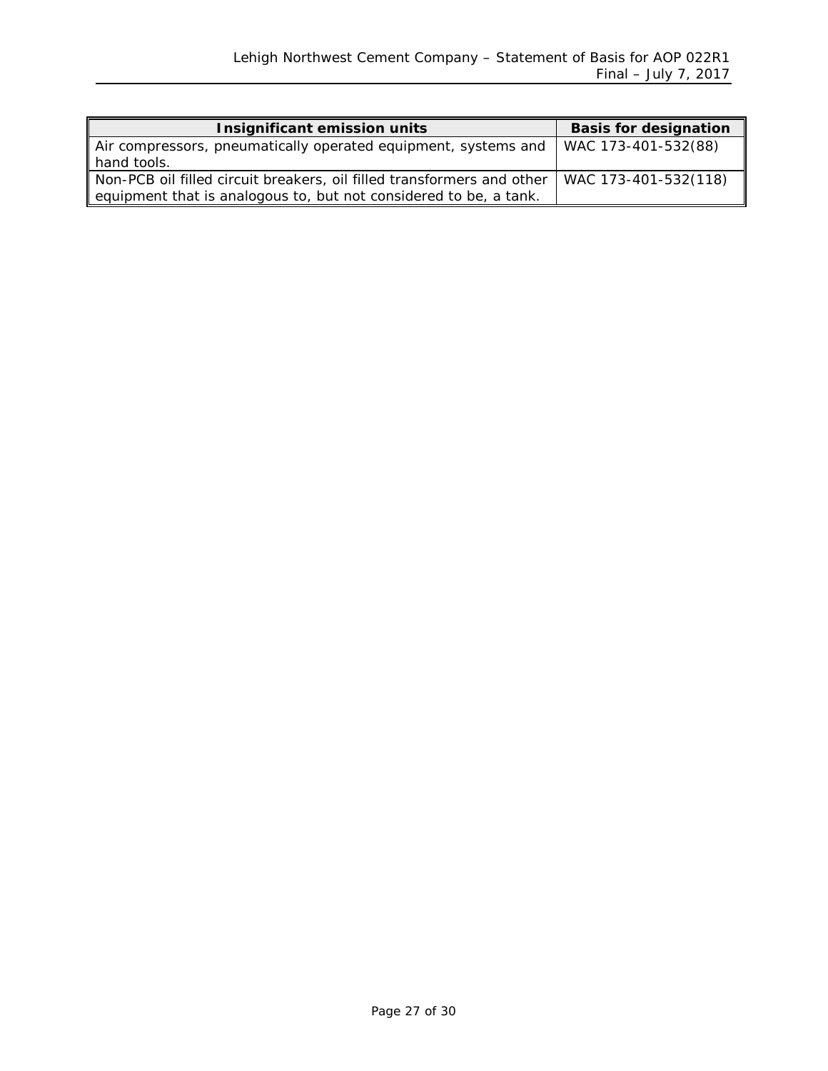| Insignificant emission units | Basis for designation |
| --- | --- |
| Air compressors, pneumatically operated equipment, systems and hand tools. | WAC 173-401-532(88) |
| Non-PCB oil filled circuit breakers, oil filled transformers and other equipment that is analogous to, but not considered to be, a tank. | WAC 173-401-532(118) |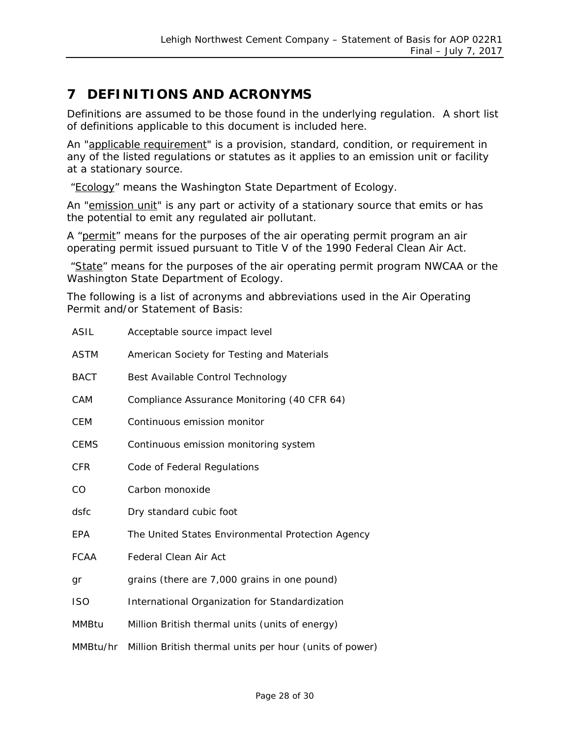# 7 DEFINITIONS AND ACRONYMS

Definitions are assumed to be those found in the underlying regulation. A short list of definitions applicable to this document is included here.

An "applicable requirement" is a provision, standard, condition, or requirement in any of the listed regulations or statutes as it applies to an emission unit or facility at a stationary source.

"Ecology" means the Washington State Department of Ecology.

An "emission unit" is any part or activity of a stationary source that emits or has the potential to emit any regulated air pollutant.

A "permit" means for the purposes of the air operating permit program an air operating permit issued pursuant to Title V of the 1990 Federal Clean Air Act.

"State" means for the purposes of the air operating permit program NWCAA or the Washington State Department of Ecology.

The following is a list of acronyms and abbreviations used in the Air Operating Permit and/or Statement of Basis:

| | |
|---|---|
| ASIL | Acceptable source impact level |
| ASTM | American Society for Testing and Materials |
| BACT | Best Available Control Technology |
| CAM | Compliance Assurance Monitoring (40 CFR 64) |
| CEM | Continuous emission monitor |
| CEMS | Continuous emission monitoring system |
| CFR | Code of Federal Regulations |
| CO | Carbon monoxide |
| dsfc | Dry standard cubic foot |
| EPA | The United States Environmental Protection Agency |
| FCAA | Federal Clean Air Act |
| gr | grains (there are 7,000 grains in one pound) |
| ISO | International Organization for Standardization |
| MMBtu | Million British thermal units (units of energy) |
| MMBtu/hr | Million British thermal units per hour (units of power) |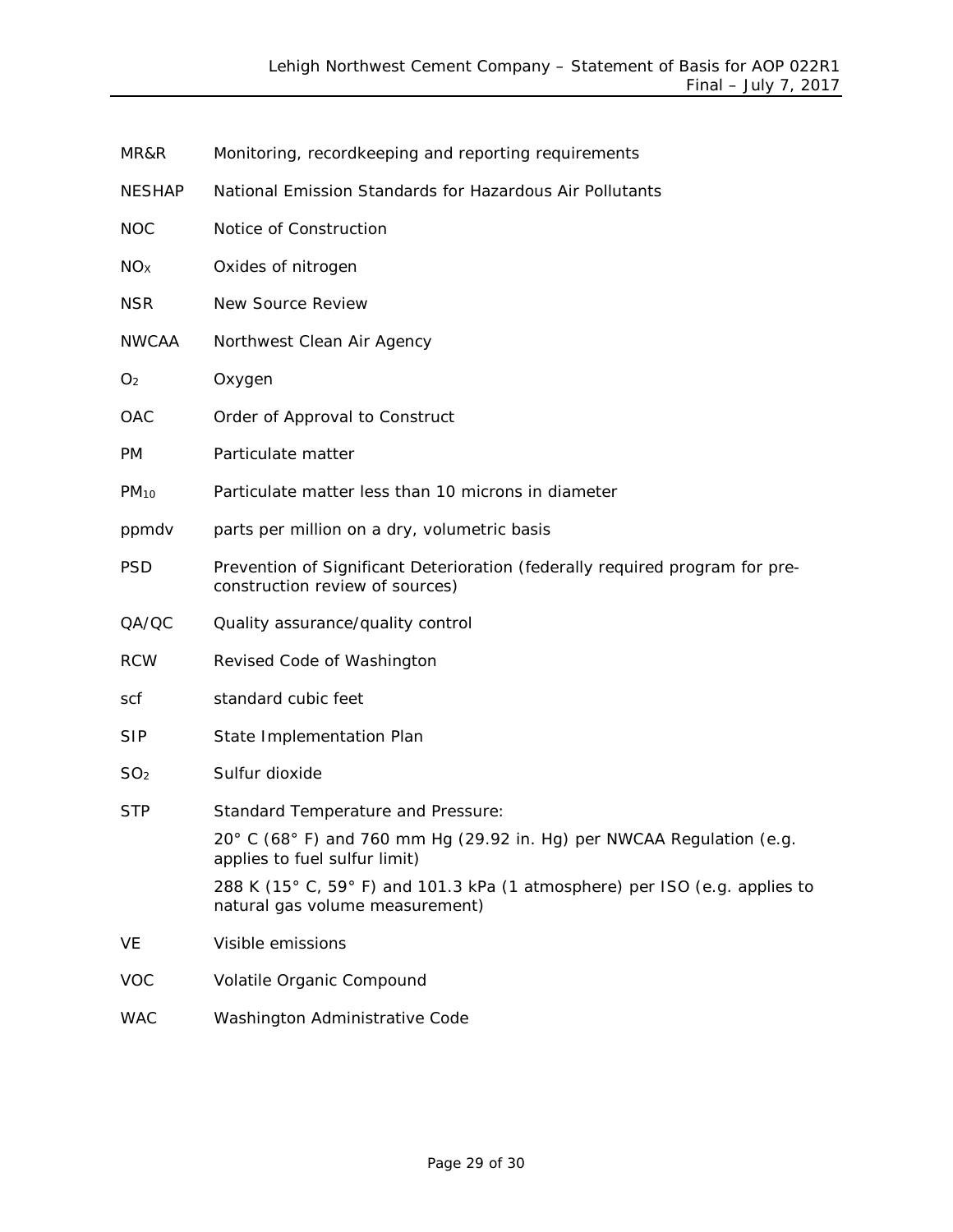| | |
|---|---|
| MR&R | Monitoring, recordkeeping and reporting requirements |
| NESHAP | National Emission Standards for Hazardous Air Pollutants |
| NOC | Notice of Construction |
| $NO_X$ | Oxides of nitrogen |
| NSR | New Source Review |
| NWCAA | Northwest Clean Air Agency |
| $O_2$ | Oxygen |
| OAC | Order of Approval to Construct |
| PM | Particulate matter |
| $PM_{10}$ | Particulate matter less than 10 microns in diameter |
| ppmdv | parts per million on a dry, volumetric basis |
| PSD | Prevention of Significant Deterioration (federally required program for pre-construction review of sources) |
| QA/QC | Quality assurance/quality control |
| RCW | Revised Code of Washington |
| scf | standard cubic feet |
| SIP | State Implementation Plan |
| $SO_2$ | Sulfur dioxide |
| STP | Standard Temperature and Pressure:<br>20° C (68° F) and 760 mm Hg (29.92 in. Hg) per NWCAA Regulation (e.g. applies to fuel sulfur limit)<br>288 K (15° C, 59° F) and 101.3 kPa (1 atmosphere) per ISO (e.g. applies to natural gas volume measurement) |
| VE | Visible emissions |
| VOC | Volatile Organic Compound |
| WAC | Washington Administrative Code |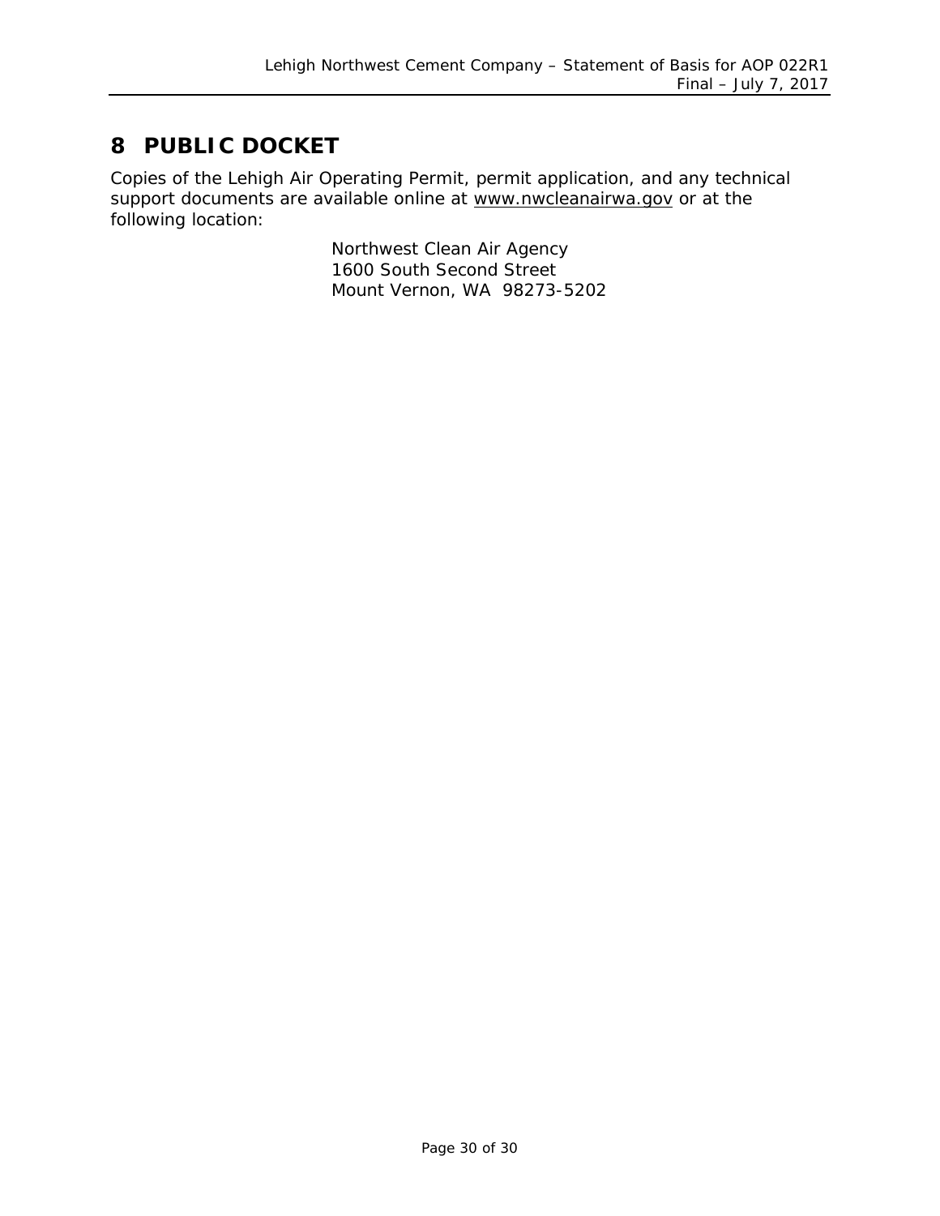# 8 PUBLIC DOCKET

Copies of the Lehigh Air Operating Permit, permit application, and any technical support documents are available online at www.nwcleanairwa.gov or at the following location:

Northwest Clean Air Agency
1600 South Second Street
Mount Vernon, WA 98273-5202